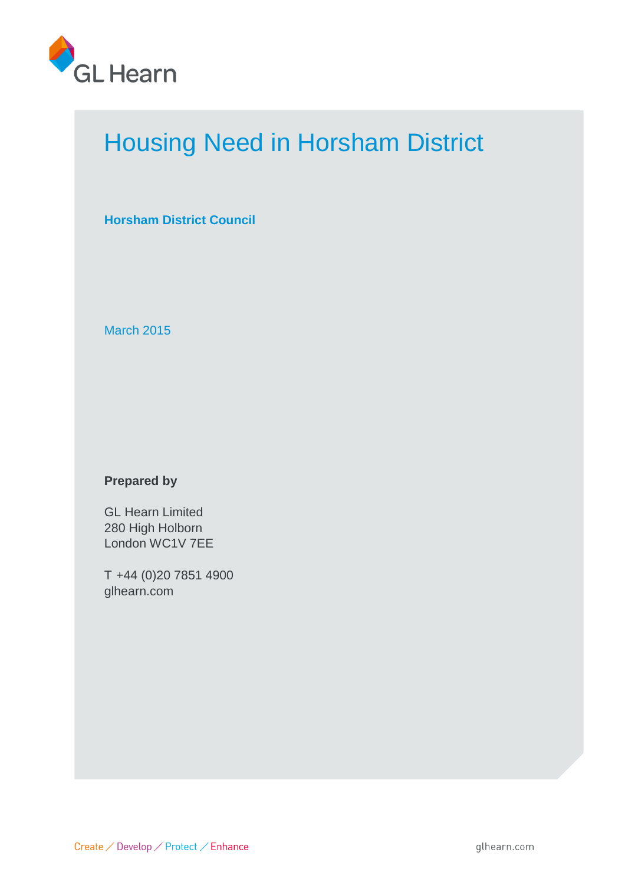GL Hearn

# Housing Need in Horsham District

**Horsham District Council**

March 2015

**Prepared by**

GL Hearn Limited
280 High Holborn
London WC1V 7EE

T +44 (0)20 7851 4900
glhearn.com

Create / Develop / Protect / Enhance

glhearn.com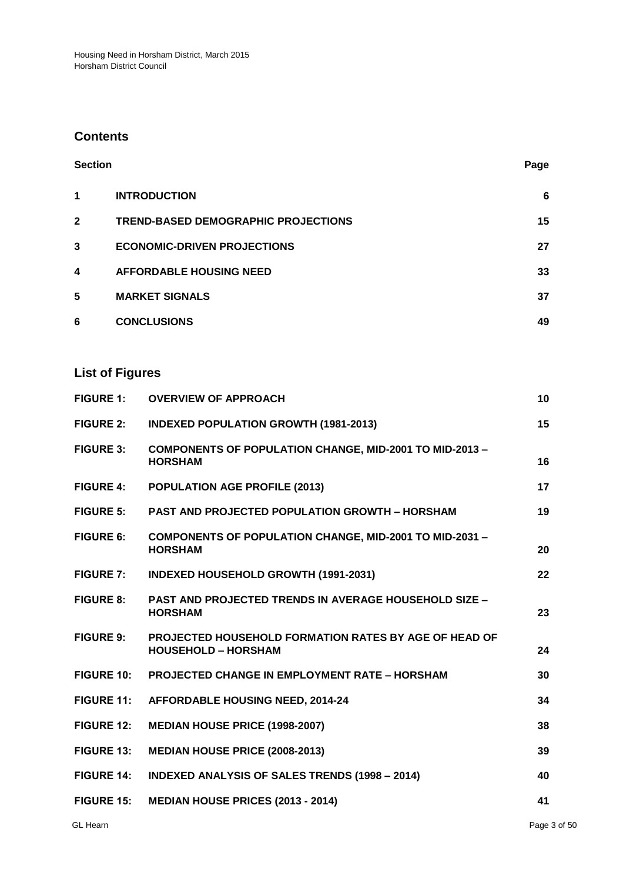## Contents

| Section | | Page |
|---|---|---|
| 1 | INTRODUCTION | 6 |
| 2 | TREND-BASED DEMOGRAPHIC PROJECTIONS | 15 |
| 3 | ECONOMIC-DRIVEN PROJECTIONS | 27 |
| 4 | AFFORDABLE HOUSING NEED | 33 |
| 5 | MARKET SIGNALS | 37 |
| 6 | CONCLUSIONS | 49 |

## List of Figures

| | | |
|---|---|---|
| FIGURE 1: | OVERVIEW OF APPROACH | 10 |
| FIGURE 2: | INDEXED POPULATION GROWTH (1981-2013) | 15 |
| FIGURE 3: | COMPONENTS OF POPULATION CHANGE, MID-2001 TO MID-2013 – HORSHAM | 16 |
| FIGURE 4: | POPULATION AGE PROFILE (2013) | 17 |
| FIGURE 5: | PAST AND PROJECTED POPULATION GROWTH – HORSHAM | 19 |
| FIGURE 6: | COMPONENTS OF POPULATION CHANGE, MID-2001 TO MID-2031 – HORSHAM | 20 |
| FIGURE 7: | INDEXED HOUSEHOLD GROWTH (1991-2031) | 22 |
| FIGURE 8: | PAST AND PROJECTED TRENDS IN AVERAGE HOUSEHOLD SIZE – HORSHAM | 23 |
| FIGURE 9: | PROJECTED HOUSEHOLD FORMATION RATES BY AGE OF HEAD OF HOUSEHOLD – HORSHAM | 24 |
| FIGURE 10: | PROJECTED CHANGE IN EMPLOYMENT RATE – HORSHAM | 30 |
| FIGURE 11: | AFFORDABLE HOUSING NEED, 2014-24 | 34 |
| FIGURE 12: | MEDIAN HOUSE PRICE (1998-2007) | 38 |
| FIGURE 13: | MEDIAN HOUSE PRICE (2008-2013) | 39 |
| FIGURE 14: | INDEXED ANALYSIS OF SALES TRENDS (1998 – 2014) | 40 |
| FIGURE 15: | MEDIAN HOUSE PRICES (2013 - 2014) | 41 |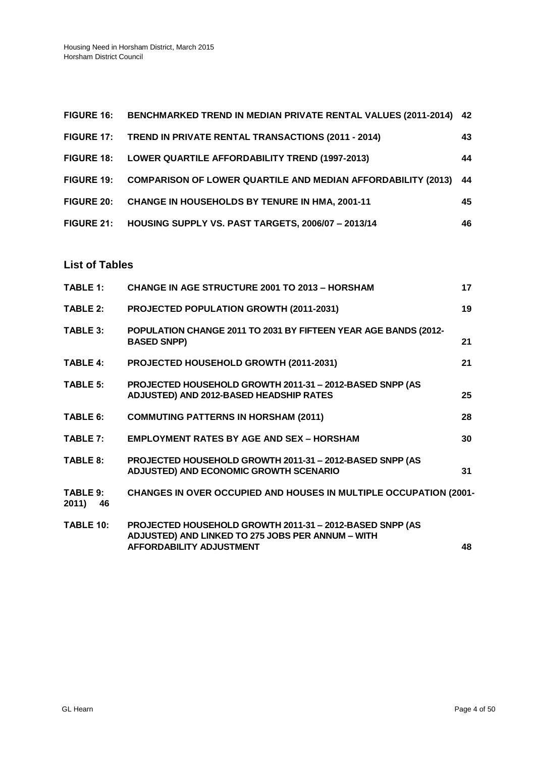| | | |
|---|---|---|
| **FIGURE 16:** | **BENCHMARKED TREND IN MEDIAN PRIVATE RENTAL VALUES (2011-2014)** | **42** |
| **FIGURE 17:** | **TREND IN PRIVATE RENTAL TRANSACTIONS (2011 - 2014)** | **43** |
| **FIGURE 18:** | **LOWER QUARTILE AFFORDABILITY TREND (1997-2013)** | **44** |
| **FIGURE 19:** | **COMPARISON OF LOWER QUARTILE AND MEDIAN AFFORDABILITY (2013)** | **44** |
| **FIGURE 20:** | **CHANGE IN HOUSEHOLDS BY TENURE IN HMA, 2001-11** | **45** |
| **FIGURE 21:** | **HOUSING SUPPLY VS. PAST TARGETS, 2006/07 – 2013/14** | **46** |

## List of Tables

| | | |
|---|---|---|
| **TABLE 1:** | **CHANGE IN AGE STRUCTURE 2001 TO 2013 – HORSHAM** | **17** |
| **TABLE 2:** | **PROJECTED POPULATION GROWTH (2011-2031)** | **19** |
| **TABLE 3:** | **POPULATION CHANGE 2011 TO 2031 BY FIFTEEN YEAR AGE BANDS (2012-BASED SNPP)** | **21** |
| **TABLE 4:** | **PROJECTED HOUSEHOLD GROWTH (2011-2031)** | **21** |
| **TABLE 5:** | **PROJECTED HOUSEHOLD GROWTH 2011-31 – 2012-BASED SNPP (AS ADJUSTED) AND 2012-BASED HEADSHIP RATES** | **25** |
| **TABLE 6:** | **COMMUTING PATTERNS IN HORSHAM (2011)** | **28** |
| **TABLE 7:** | **EMPLOYMENT RATES BY AGE AND SEX – HORSHAM** | **30** |
| **TABLE 8:** | **PROJECTED HOUSEHOLD GROWTH 2011-31 – 2012-BASED SNPP (AS ADJUSTED) AND ECONOMIC GROWTH SCENARIO** | **31** |
| **TABLE 9:** | **CHANGES IN OVER OCCUPIED AND HOUSES IN MULTIPLE OCCUPATION (2001-2011)** | **46** |
| **TABLE 10:** | **PROJECTED HOUSEHOLD GROWTH 2011-31 – 2012-BASED SNPP (AS ADJUSTED) AND LINKED TO 275 JOBS PER ANNUM – WITH AFFORDABILITY ADJUSTMENT** | **48** |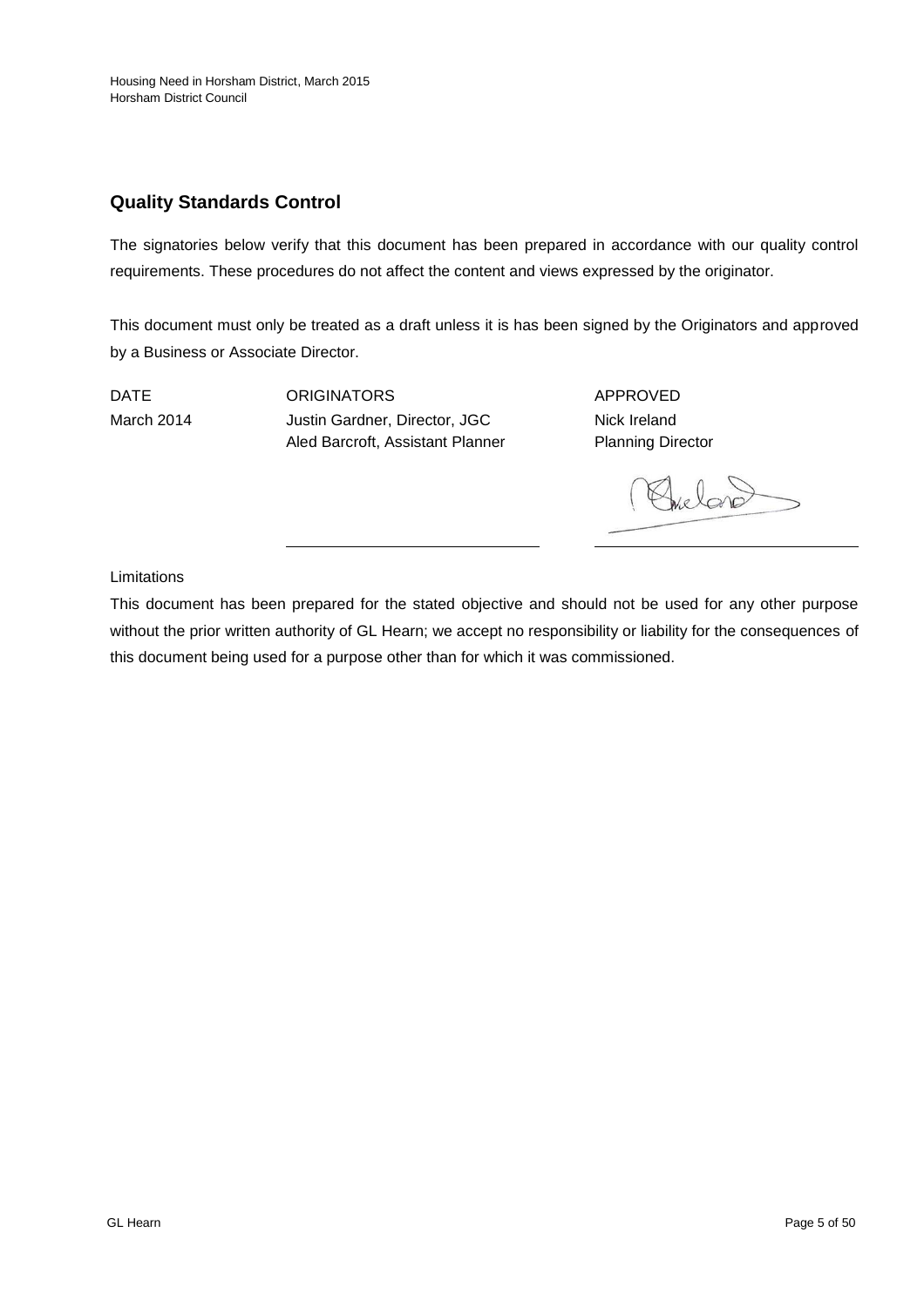## Quality Standards Control

The signatories below verify that this document has been prepared in accordance with our quality control requirements. These procedures do not affect the content and views expressed by the originator.

This document must only be treated as a draft unless it is has been signed by the Originators and approved by a Business or Associate Director.

| DATE | ORIGINATORS | APPROVED |
|---|---|---|
| March 2014 | Justin Gardner, Director, JGC<br>Aled Barcroft, Assistant Planner | Nick Ireland<br>Planning Director |

Limitations

This document has been prepared for the stated objective and should not be used for any other purpose without the prior written authority of GL Hearn; we accept no responsibility or liability for the consequences of this document being used for a purpose other than for which it was commissioned.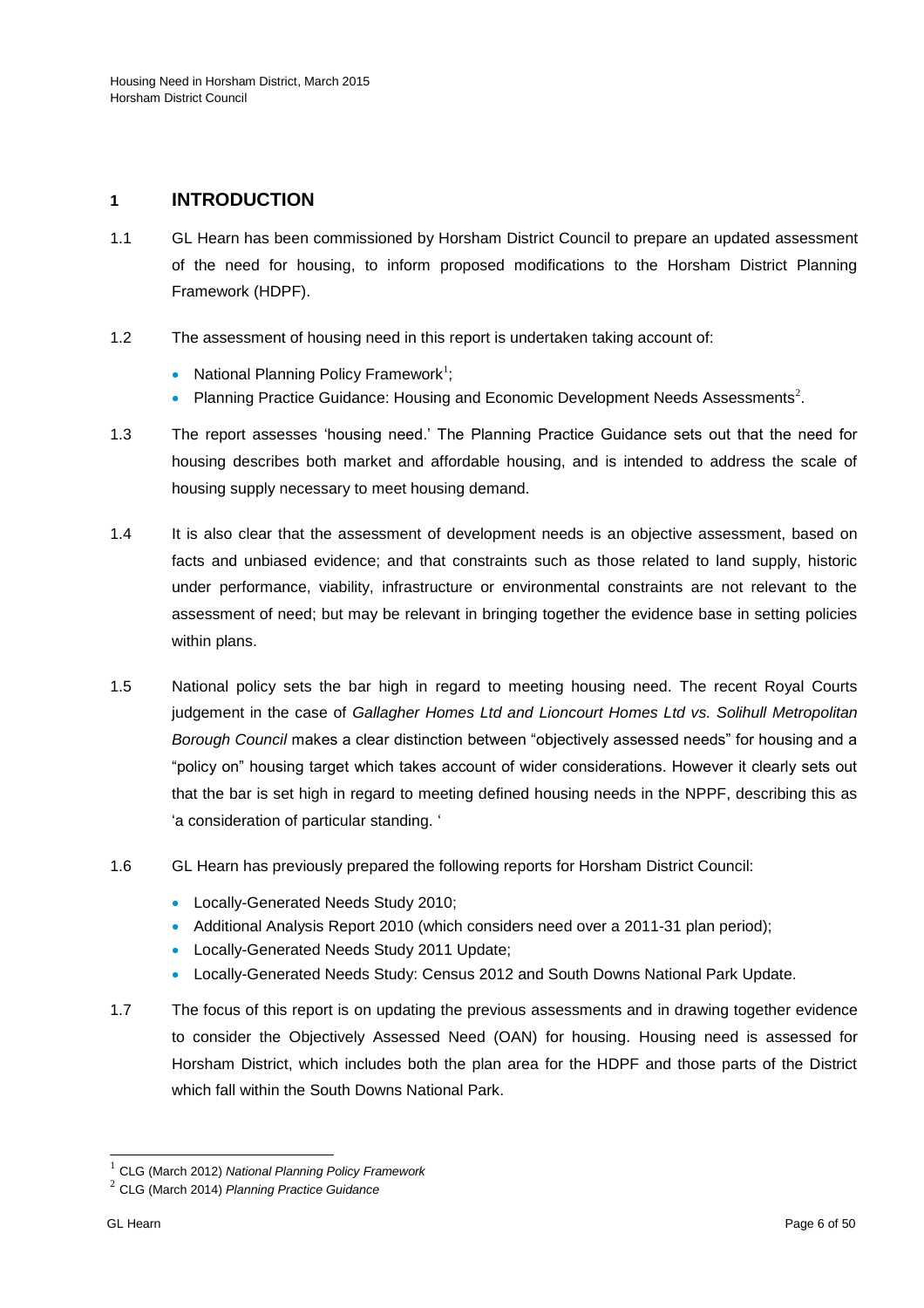# 1 INTRODUCTION

1.1 GL Hearn has been commissioned by Horsham District Council to prepare an updated assessment of the need for housing, to inform proposed modifications to the Horsham District Planning Framework (HDPF).

1.2 The assessment of housing need in this report is undertaken taking account of:

- National Planning Policy Framework[1];
- Planning Practice Guidance: Housing and Economic Development Needs Assessments[2].

1.3 The report assesses 'housing need.' The Planning Practice Guidance sets out that the need for housing describes both market and affordable housing, and is intended to address the scale of housing supply necessary to meet housing demand.

1.4 It is also clear that the assessment of development needs is an objective assessment, based on facts and unbiased evidence; and that constraints such as those related to land supply, historic under performance, viability, infrastructure or environmental constraints are not relevant to the assessment of need; but may be relevant in bringing together the evidence base in setting policies within plans.

1.5 National policy sets the bar high in regard to meeting housing need. The recent Royal Courts judgement in the case of *Gallagher Homes Ltd and Lioncourt Homes Ltd vs. Solihull Metropolitan Borough Council* makes a clear distinction between "objectively assessed needs" for housing and a "policy on" housing target which takes account of wider considerations. However it clearly sets out that the bar is set high in regard to meeting defined housing needs in the NPPF, describing this as 'a consideration of particular standing. '

1.6 GL Hearn has previously prepared the following reports for Horsham District Council:

- Locally-Generated Needs Study 2010;
- Additional Analysis Report 2010 (which considers need over a 2011-31 plan period);
- Locally-Generated Needs Study 2011 Update;
- Locally-Generated Needs Study: Census 2012 and South Downs National Park Update.

1.7 The focus of this report is on updating the previous assessments and in drawing together evidence to consider the Objectively Assessed Need (OAN) for housing. Housing need is assessed for Horsham District, which includes both the plan area for the HDPF and those parts of the District which fall within the South Downs National Park.

---

[1] CLG (March 2012) *National Planning Policy Framework*

[2] CLG (March 2014) *Planning Practice Guidance*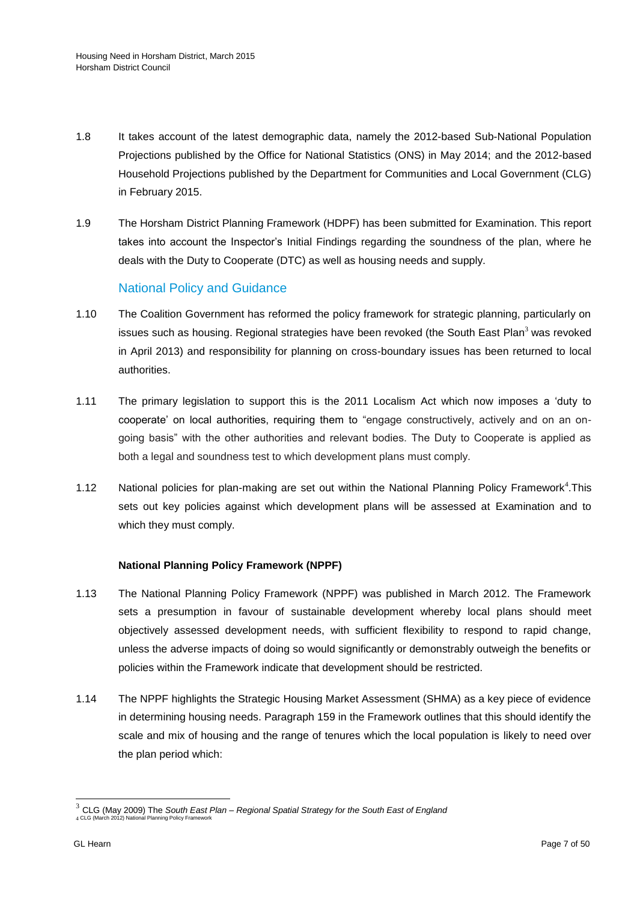1.8 It takes account of the latest demographic data, namely the 2012-based Sub-National Population Projections published by the Office for National Statistics (ONS) in May 2014; and the 2012-based Household Projections published by the Department for Communities and Local Government (CLG) in February 2015.

1.9 The Horsham District Planning Framework (HDPF) has been submitted for Examination. This report takes into account the Inspector's Initial Findings regarding the soundness of the plan, where he deals with the Duty to Cooperate (DTC) as well as housing needs and supply.

## National Policy and Guidance

1.10 The Coalition Government has reformed the policy framework for strategic planning, particularly on issues such as housing. Regional strategies have been revoked (the South East Plan[3] was revoked in April 2013) and responsibility for planning on cross-boundary issues has been returned to local authorities.

1.11 The primary legislation to support this is the 2011 Localism Act which now imposes a 'duty to cooperate' on local authorities, requiring them to "engage constructively, actively and on an on-going basis" with the other authorities and relevant bodies. The Duty to Cooperate is applied as both a legal and soundness test to which development plans must comply.

1.12 National policies for plan-making are set out within the National Planning Policy Framework[4].This sets out key policies against which development plans will be assessed at Examination and to which they must comply.

### National Planning Policy Framework (NPPF)

1.13 The National Planning Policy Framework (NPPF) was published in March 2012. The Framework sets a presumption in favour of sustainable development whereby local plans should meet objectively assessed development needs, with sufficient flexibility to respond to rapid change, unless the adverse impacts of doing so would significantly or demonstrably outweigh the benefits or policies within the Framework indicate that development should be restricted.

1.14 The NPPF highlights the Strategic Housing Market Assessment (SHMA) as a key piece of evidence in determining housing needs. Paragraph 159 in the Framework outlines that this should identify the scale and mix of housing and the range of tenures which the local population is likely to need over the plan period which:

---

[3] CLG (May 2009) The *South East Plan – Regional Spatial Strategy for the South East of England*

[4] CLG (March 2012) National Planning Policy Framework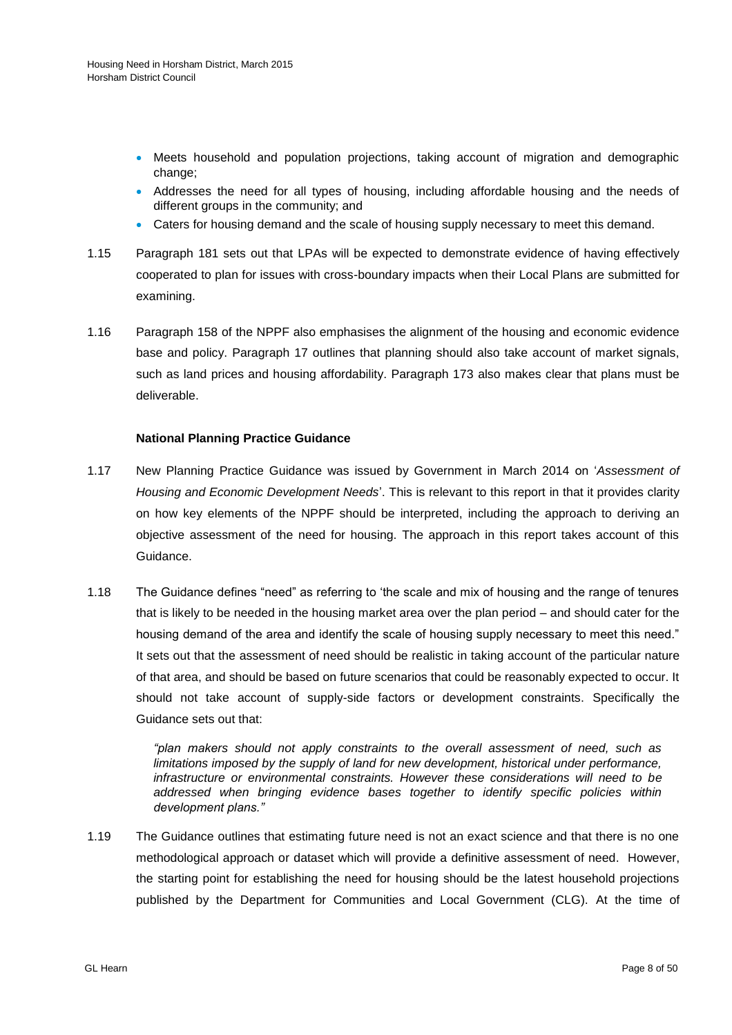- Meets household and population projections, taking account of migration and demographic change;
- Addresses the need for all types of housing, including affordable housing and the needs of different groups in the community; and
- Caters for housing demand and the scale of housing supply necessary to meet this demand.

1.15 Paragraph 181 sets out that LPAs will be expected to demonstrate evidence of having effectively cooperated to plan for issues with cross-boundary impacts when their Local Plans are submitted for examining.

1.16 Paragraph 158 of the NPPF also emphasises the alignment of the housing and economic evidence base and policy. Paragraph 17 outlines that planning should also take account of market signals, such as land prices and housing affordability. Paragraph 173 also makes clear that plans must be deliverable.

### National Planning Practice Guidance

1.17 New Planning Practice Guidance was issued by Government in March 2014 on '*Assessment of Housing and Economic Development Needs*'. This is relevant to this report in that it provides clarity on how key elements of the NPPF should be interpreted, including the approach to deriving an objective assessment of the need for housing. The approach in this report takes account of this Guidance.

1.18 The Guidance defines "need" as referring to 'the scale and mix of housing and the range of tenures that is likely to be needed in the housing market area over the plan period – and should cater for the housing demand of the area and identify the scale of housing supply necessary to meet this need." It sets out that the assessment of need should be realistic in taking account of the particular nature of that area, and should be based on future scenarios that could be reasonably expected to occur. It should not take account of supply-side factors or development constraints. Specifically the Guidance sets out that:

> *"plan makers should not apply constraints to the overall assessment of need, such as limitations imposed by the supply of land for new development, historical under performance, infrastructure or environmental constraints. However these considerations will need to be addressed when bringing evidence bases together to identify specific policies within development plans."*

1.19 The Guidance outlines that estimating future need is not an exact science and that there is no one methodological approach or dataset which will provide a definitive assessment of need. However, the starting point for establishing the need for housing should be the latest household projections published by the Department for Communities and Local Government (CLG). At the time of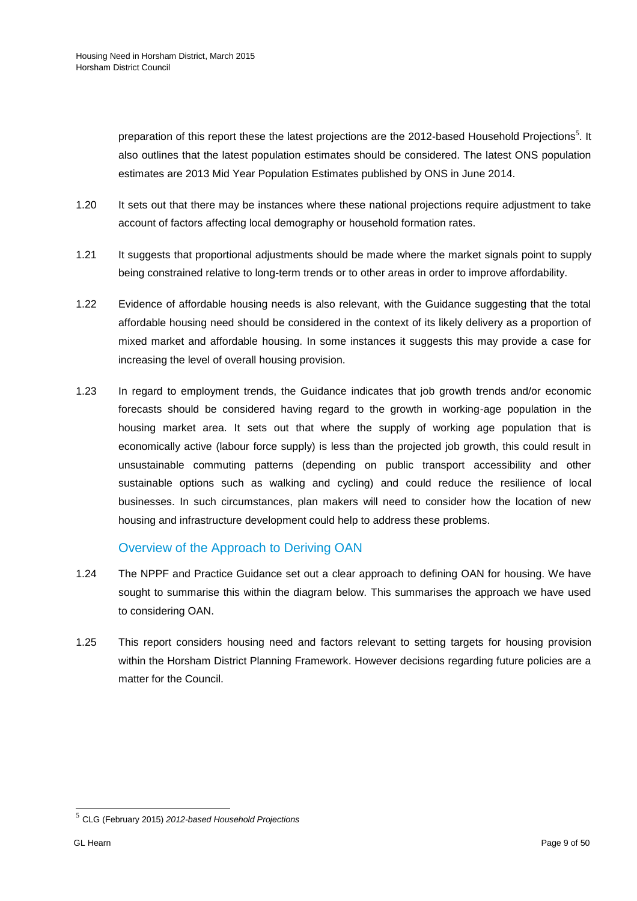preparation of this report these the latest projections are the 2012-based Household Projections[5]. It also outlines that the latest population estimates should be considered. The latest ONS population estimates are 2013 Mid Year Population Estimates published by ONS in June 2014.

1.20 It sets out that there may be instances where these national projections require adjustment to take account of factors affecting local demography or household formation rates.

1.21 It suggests that proportional adjustments should be made where the market signals point to supply being constrained relative to long-term trends or to other areas in order to improve affordability.

1.22 Evidence of affordable housing needs is also relevant, with the Guidance suggesting that the total affordable housing need should be considered in the context of its likely delivery as a proportion of mixed market and affordable housing. In some instances it suggests this may provide a case for increasing the level of overall housing provision.

1.23 In regard to employment trends, the Guidance indicates that job growth trends and/or economic forecasts should be considered having regard to the growth in working-age population in the housing market area. It sets out that where the supply of working age population that is economically active (labour force supply) is less than the projected job growth, this could result in unsustainable commuting patterns (depending on public transport accessibility and other sustainable options such as walking and cycling) and could reduce the resilience of local businesses. In such circumstances, plan makers will need to consider how the location of new housing and infrastructure development could help to address these problems.

## Overview of the Approach to Deriving OAN

1.24 The NPPF and Practice Guidance set out a clear approach to defining OAN for housing. We have sought to summarise this within the diagram below. This summarises the approach we have used to considering OAN.

1.25 This report considers housing need and factors relevant to setting targets for housing provision within the Horsham District Planning Framework. However decisions regarding future policies are a matter for the Council.

[5] CLG (February 2015) *2012-based Household Projections*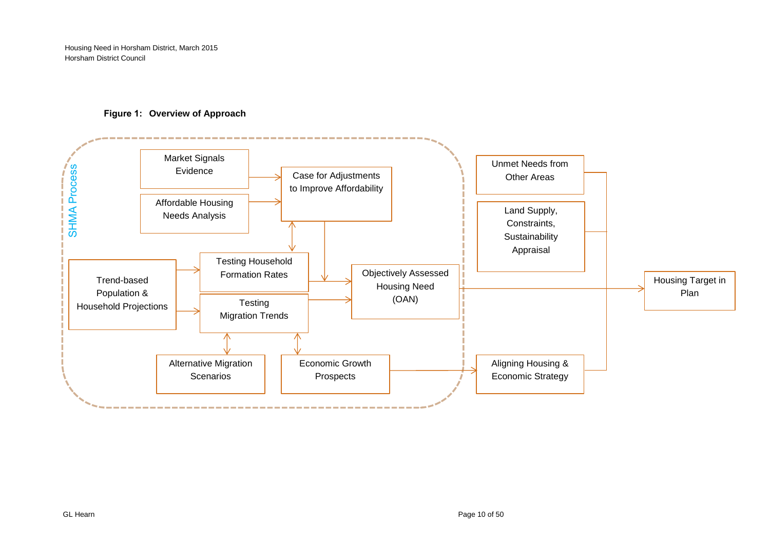**Figure 1: Overview of Approach**

SHMA Process

Market Signals Evidence

Affordable Housing Needs Analysis

Case for Adjustments to Improve Affordability

Trend-based Population & Household Projections

Testing Household Formation Rates

Testing Migration Trends

Objectively Assessed Housing Need (OAN)

Alternative Migration Scenarios

Economic Growth Prospects

Unmet Needs from Other Areas

Land Supply, Constraints, Sustainability Appraisal

Aligning Housing & Economic Strategy

Housing Target in Plan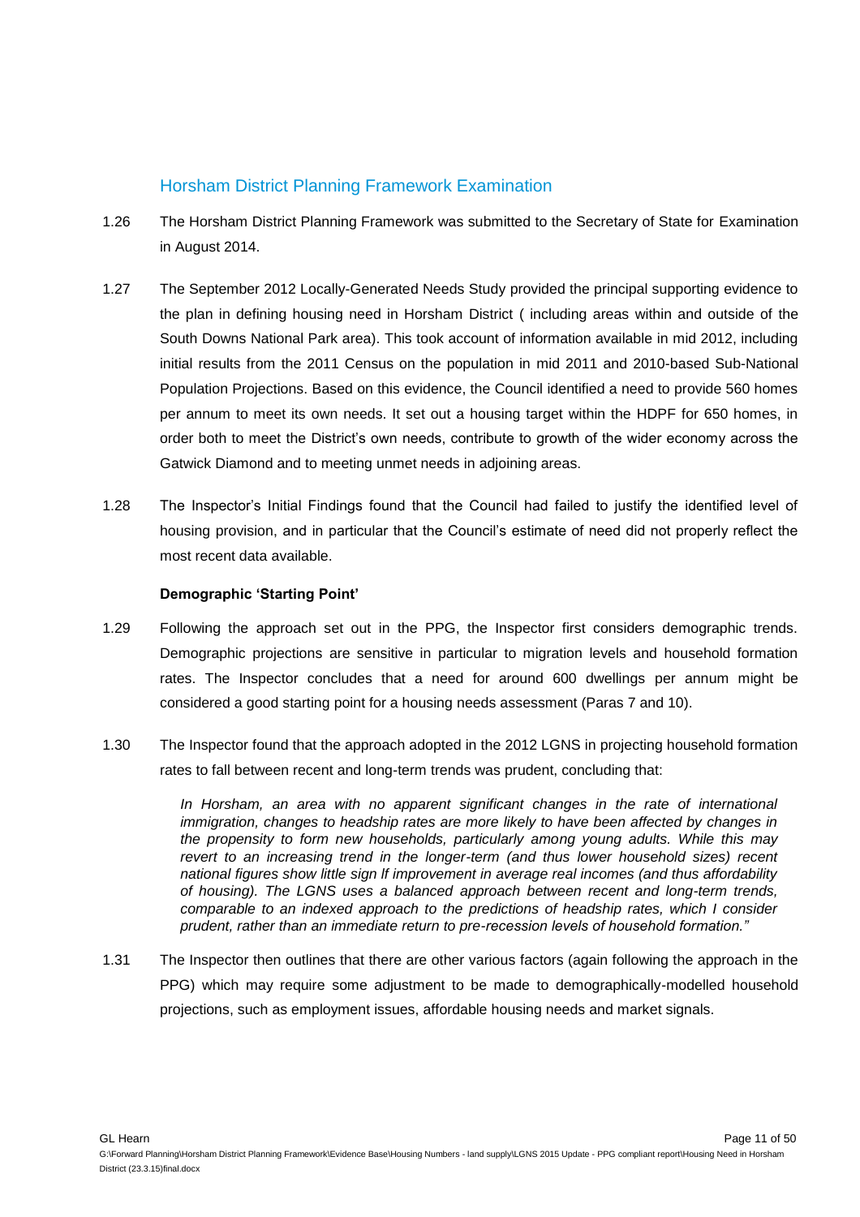## Horsham District Planning Framework Examination

1.26 The Horsham District Planning Framework was submitted to the Secretary of State for Examination in August 2014.

1.27 The September 2012 Locally-Generated Needs Study provided the principal supporting evidence to the plan in defining housing need in Horsham District ( including areas within and outside of the South Downs National Park area). This took account of information available in mid 2012, including initial results from the 2011 Census on the population in mid 2011 and 2010-based Sub-National Population Projections. Based on this evidence, the Council identified a need to provide 560 homes per annum to meet its own needs. It set out a housing target within the HDPF for 650 homes, in order both to meet the District's own needs, contribute to growth of the wider economy across the Gatwick Diamond and to meeting unmet needs in adjoining areas.

1.28 The Inspector's Initial Findings found that the Council had failed to justify the identified level of housing provision, and in particular that the Council's estimate of need did not properly reflect the most recent data available.

**Demographic 'Starting Point'**

1.29 Following the approach set out in the PPG, the Inspector first considers demographic trends. Demographic projections are sensitive in particular to migration levels and household formation rates. The Inspector concludes that a need for around 600 dwellings per annum might be considered a good starting point for a housing needs assessment (Paras 7 and 10).

1.30 The Inspector found that the approach adopted in the 2012 LGNS in projecting household formation rates to fall between recent and long-term trends was prudent, concluding that:

> *In Horsham, an area with no apparent significant changes in the rate of international immigration, changes to headship rates are more likely to have been affected by changes in the propensity to form new households, particularly among young adults. While this may revert to an increasing trend in the longer-term (and thus lower household sizes) recent national figures show little sign lf improvement in average real incomes (and thus affordability of housing). The LGNS uses a balanced approach between recent and long-term trends, comparable to an indexed approach to the predictions of headship rates, which I consider prudent, rather than an immediate return to pre-recession levels of household formation."*

1.31 The Inspector then outlines that there are other various factors (again following the approach in the PPG) which may require some adjustment to be made to demographically-modelled household projections, such as employment issues, affordable housing needs and market signals.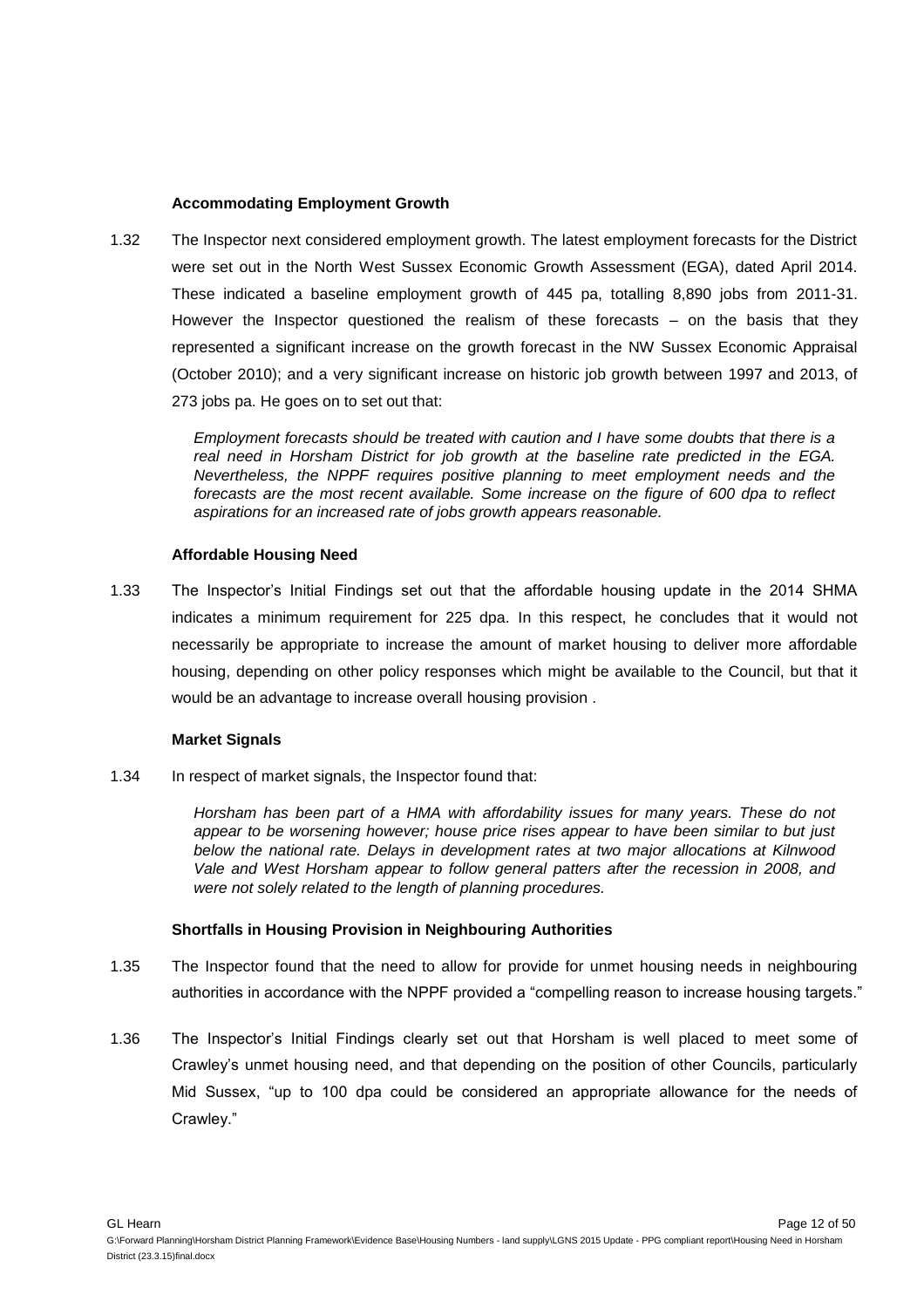### Accommodating Employment Growth

1.32 The Inspector next considered employment growth. The latest employment forecasts for the District were set out in the North West Sussex Economic Growth Assessment (EGA), dated April 2014. These indicated a baseline employment growth of 445 pa, totalling 8,890 jobs from 2011-31. However the Inspector questioned the realism of these forecasts – on the basis that they represented a significant increase on the growth forecast in the NW Sussex Economic Appraisal (October 2010); and a very significant increase on historic job growth between 1997 and 2013, of 273 jobs pa. He goes on to set out that:

> *Employment forecasts should be treated with caution and I have some doubts that there is a real need in Horsham District for job growth at the baseline rate predicted in the EGA. Nevertheless, the NPPF requires positive planning to meet employment needs and the forecasts are the most recent available. Some increase on the figure of 600 dpa to reflect aspirations for an increased rate of jobs growth appears reasonable.*

### Affordable Housing Need

1.33 The Inspector's Initial Findings set out that the affordable housing update in the 2014 SHMA indicates a minimum requirement for 225 dpa. In this respect, he concludes that it would not necessarily be appropriate to increase the amount of market housing to deliver more affordable housing, depending on other policy responses which might be available to the Council, but that it would be an advantage to increase overall housing provision .

### Market Signals

1.34 In respect of market signals, the Inspector found that:

> *Horsham has been part of a HMA with affordability issues for many years. These do not appear to be worsening however; house price rises appear to have been similar to but just below the national rate. Delays in development rates at two major allocations at Kilnwood Vale and West Horsham appear to follow general patters after the recession in 2008, and were not solely related to the length of planning procedures.*

### Shortfalls in Housing Provision in Neighbouring Authorities

1.35 The Inspector found that the need to allow for provide for unmet housing needs in neighbouring authorities in accordance with the NPPF provided a "compelling reason to increase housing targets."

1.36 The Inspector's Initial Findings clearly set out that Horsham is well placed to meet some of Crawley's unmet housing need, and that depending on the position of other Councils, particularly Mid Sussex, "up to 100 dpa could be considered an appropriate allowance for the needs of Crawley."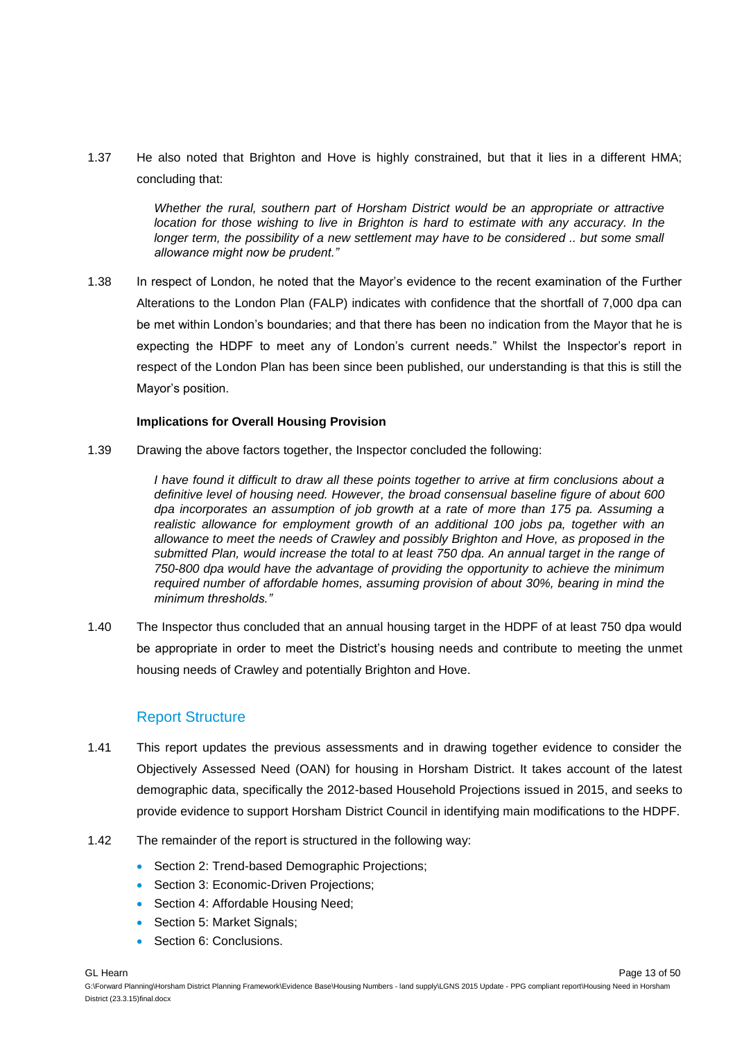1.37 He also noted that Brighton and Hove is highly constrained, but that it lies in a different HMA; concluding that:

> *Whether the rural, southern part of Horsham District would be an appropriate or attractive location for those wishing to live in Brighton is hard to estimate with any accuracy. In the longer term, the possibility of a new settlement may have to be considered .. but some small allowance might now be prudent."*

1.38 In respect of London, he noted that the Mayor's evidence to the recent examination of the Further Alterations to the London Plan (FALP) indicates with confidence that the shortfall of 7,000 dpa can be met within London's boundaries; and that there has been no indication from the Mayor that he is expecting the HDPF to meet any of London's current needs." Whilst the Inspector's report in respect of the London Plan has been since been published, our understanding is that this is still the Mayor's position.

**Implications for Overall Housing Provision**

1.39 Drawing the above factors together, the Inspector concluded the following:

> *I have found it difficult to draw all these points together to arrive at firm conclusions about a definitive level of housing need. However, the broad consensual baseline figure of about 600 dpa incorporates an assumption of job growth at a rate of more than 175 pa. Assuming a realistic allowance for employment growth of an additional 100 jobs pa, together with an allowance to meet the needs of Crawley and possibly Brighton and Hove, as proposed in the submitted Plan, would increase the total to at least 750 dpa. An annual target in the range of 750-800 dpa would have the advantage of providing the opportunity to achieve the minimum required number of affordable homes, assuming provision of about 30%, bearing in mind the minimum thresholds."*

1.40 The Inspector thus concluded that an annual housing target in the HDPF of at least 750 dpa would be appropriate in order to meet the District's housing needs and contribute to meeting the unmet housing needs of Crawley and potentially Brighton and Hove.

## Report Structure

1.41 This report updates the previous assessments and in drawing together evidence to consider the Objectively Assessed Need (OAN) for housing in Horsham District. It takes account of the latest demographic data, specifically the 2012-based Household Projections issued in 2015, and seeks to provide evidence to support Horsham District Council in identifying main modifications to the HDPF.

1.42 The remainder of the report is structured in the following way:

- Section 2: Trend-based Demographic Projections;
- Section 3: Economic-Driven Projections;
- Section 4: Affordable Housing Need;
- Section 5: Market Signals;
- Section 6: Conclusions.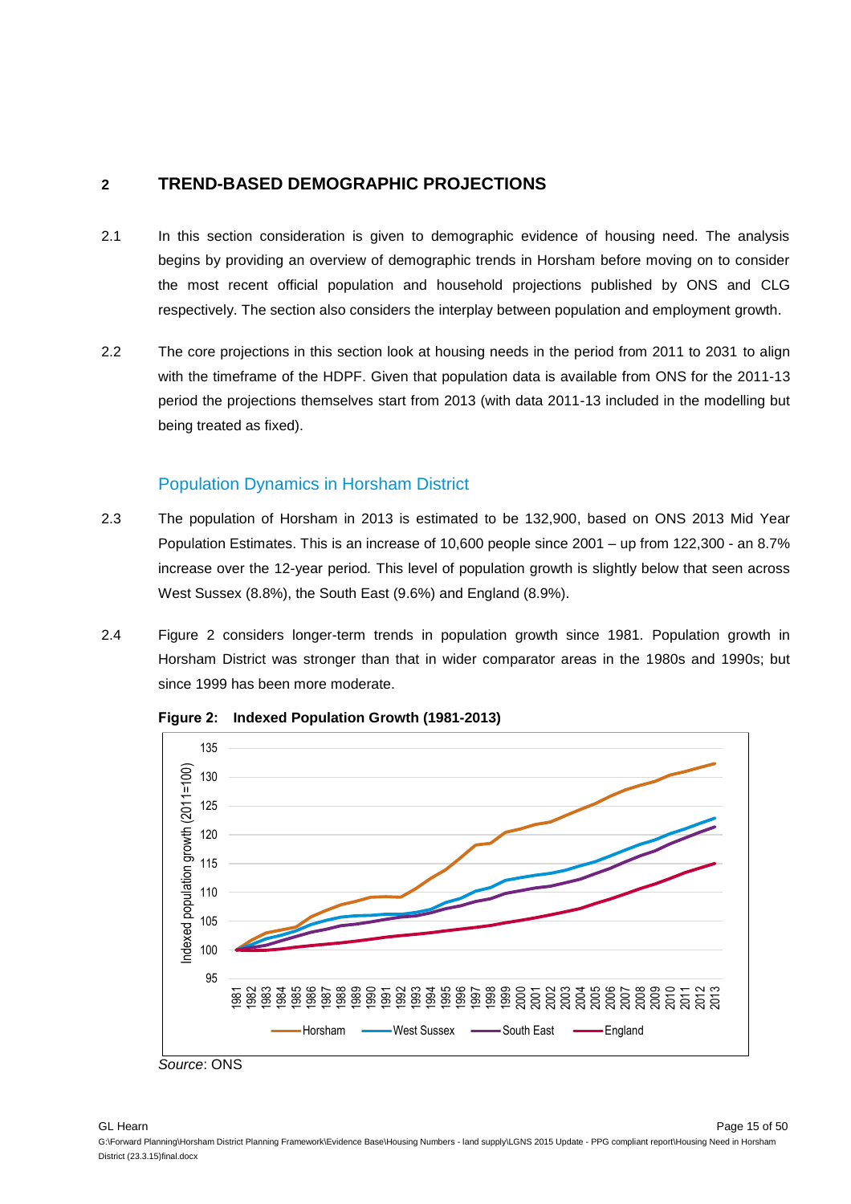## 2 TREND-BASED DEMOGRAPHIC PROJECTIONS

2.1 In this section consideration is given to demographic evidence of housing need. The analysis begins by providing an overview of demographic trends in Horsham before moving on to consider the most recent official population and household projections published by ONS and CLG respectively. The section also considers the interplay between population and employment growth.

2.2 The core projections in this section look at housing needs in the period from 2011 to 2031 to align with the timeframe of the HDPF. Given that population data is available from ONS for the 2011-13 period the projections themselves start from 2013 (with data 2011-13 included in the modelling but being treated as fixed).

### Population Dynamics in Horsham District

2.3 The population of Horsham in 2013 is estimated to be 132,900, based on ONS 2013 Mid Year Population Estimates. This is an increase of 10,600 people since 2001 – up from 122,300 - an 8.7% increase over the 12-year period. This level of population growth is slightly below that seen across West Sussex (8.8%), the South East (9.6%) and England (8.9%).

2.4 Figure 2 considers longer-term trends in population growth since 1981. Population growth in Horsham District was stronger than that in wider comparator areas in the 1980s and 1990s; but since 1999 has been more moderate.

**Figure 2: Indexed Population Growth (1981-2013)**

*Source*: ONS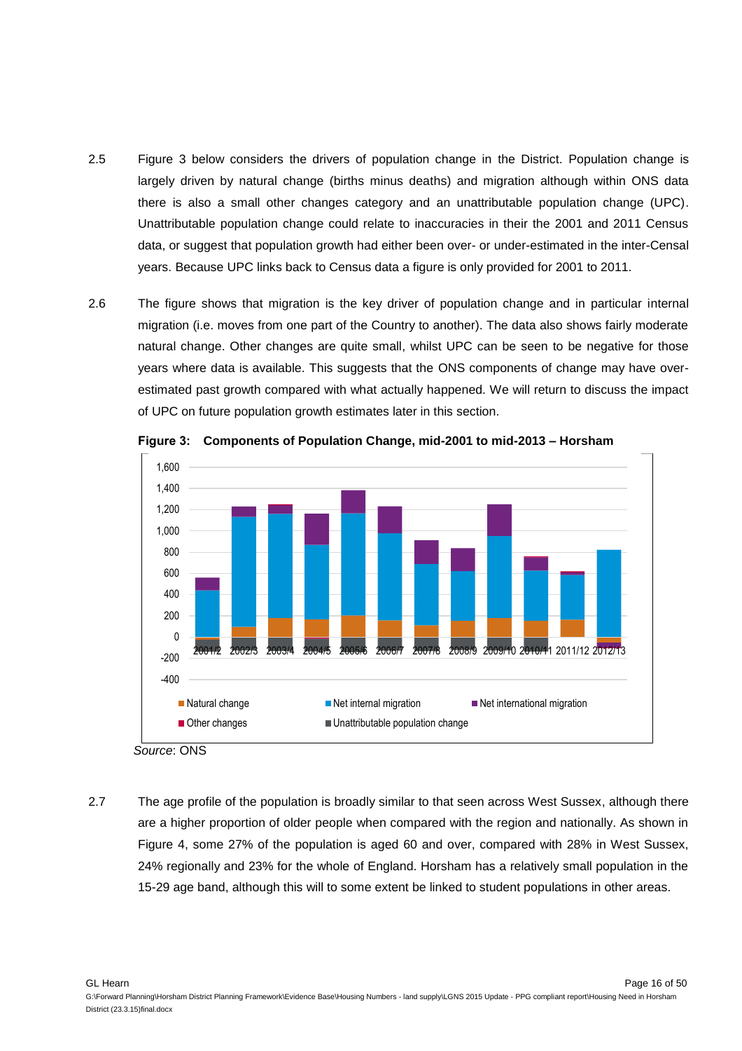2.5 Figure 3 below considers the drivers of population change in the District. Population change is largely driven by natural change (births minus deaths) and migration although within ONS data there is also a small other changes category and an unattributable population change (UPC). Unattributable population change could relate to inaccuracies in their the 2001 and 2011 Census data, or suggest that population growth had either been over- or under-estimated in the inter-Censal years. Because UPC links back to Census data a figure is only provided for 2001 to 2011.

2.6 The figure shows that migration is the key driver of population change and in particular internal migration (i.e. moves from one part of the Country to another). The data also shows fairly moderate natural change. Other changes are quite small, whilst UPC can be seen to be negative for those years where data is available. This suggests that the ONS components of change may have over-estimated past growth compared with what actually happened. We will return to discuss the impact of UPC on future population growth estimates later in this section.

**Figure 3: Components of Population Change, mid-2001 to mid-2013 – Horsham**

*Source*: ONS

2.7 The age profile of the population is broadly similar to that seen across West Sussex, although there are a higher proportion of older people when compared with the region and nationally. As shown in Figure 4, some 27% of the population is aged 60 and over, compared with 28% in West Sussex, 24% regionally and 23% for the whole of England. Horsham has a relatively small population in the 15-29 age band, although this will to some extent be linked to student populations in other areas.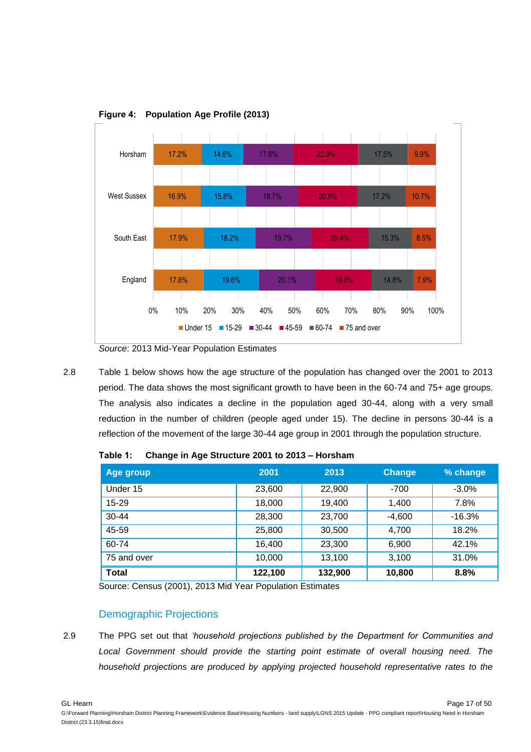**Figure 4: Population Age Profile (2013)**

| | Under 15 | 15-29 | 30-44 | 45-59 | 60-74 | 75 and over |
|---|---|---|---|---|---|---|
| Horsham | 17.2% | 14.6% | 17.8% | 22.9% | 17.5% | 9.9% |
| West Sussex | 16.9% | 15.8% | 18.7% | 20.8% | 17.2% | 10.7% |
| South East | 17.9% | 18.2% | 19.7% | 20.4% | 15.3% | 8.5% |
| England | 17.8% | 19.6% | 20.1% | 19.8% | 14.8% | 7.9% |

*Source*: 2013 Mid-Year Population Estimates

2.8 Table 1 below shows how the age structure of the population has changed over the 2001 to 2013 period. The data shows the most significant growth to have been in the 60-74 and 75+ age groups. The analysis also indicates a decline in the population aged 30-44, along with a very small reduction in the number of children (people aged under 15). The decline in persons 30-44 is a reflection of the movement of the large 30-44 age group in 2001 through the population structure.

**Table 1: Change in Age Structure 2001 to 2013 – Horsham**

| Age group | 2001 | 2013 | Change | % change |
|---|---|---|---|---|
| Under 15 | 23,600 | 22,900 | -700 | -3.0% |
| 15-29 | 18,000 | 19,400 | 1,400 | 7.8% |
| 30-44 | 28,300 | 23,700 | -4,600 | -16.3% |
| 45-59 | 25,800 | 30,500 | 4,700 | 18.2% |
| 60-74 | 16,400 | 23,300 | 6,900 | 42.1% |
| 75 and over | 10,000 | 13,100 | 3,100 | 31.0% |
| **Total** | **122,100** | **132,900** | **10,800** | **8.8%** |

Source: Census (2001), 2013 Mid Year Population Estimates

## Demographic Projections

2.9 The PPG set out that *'household projections published by the Department for Communities and Local Government should provide the starting point estimate of overall housing need. The household projections are produced by applying projected household representative rates to the*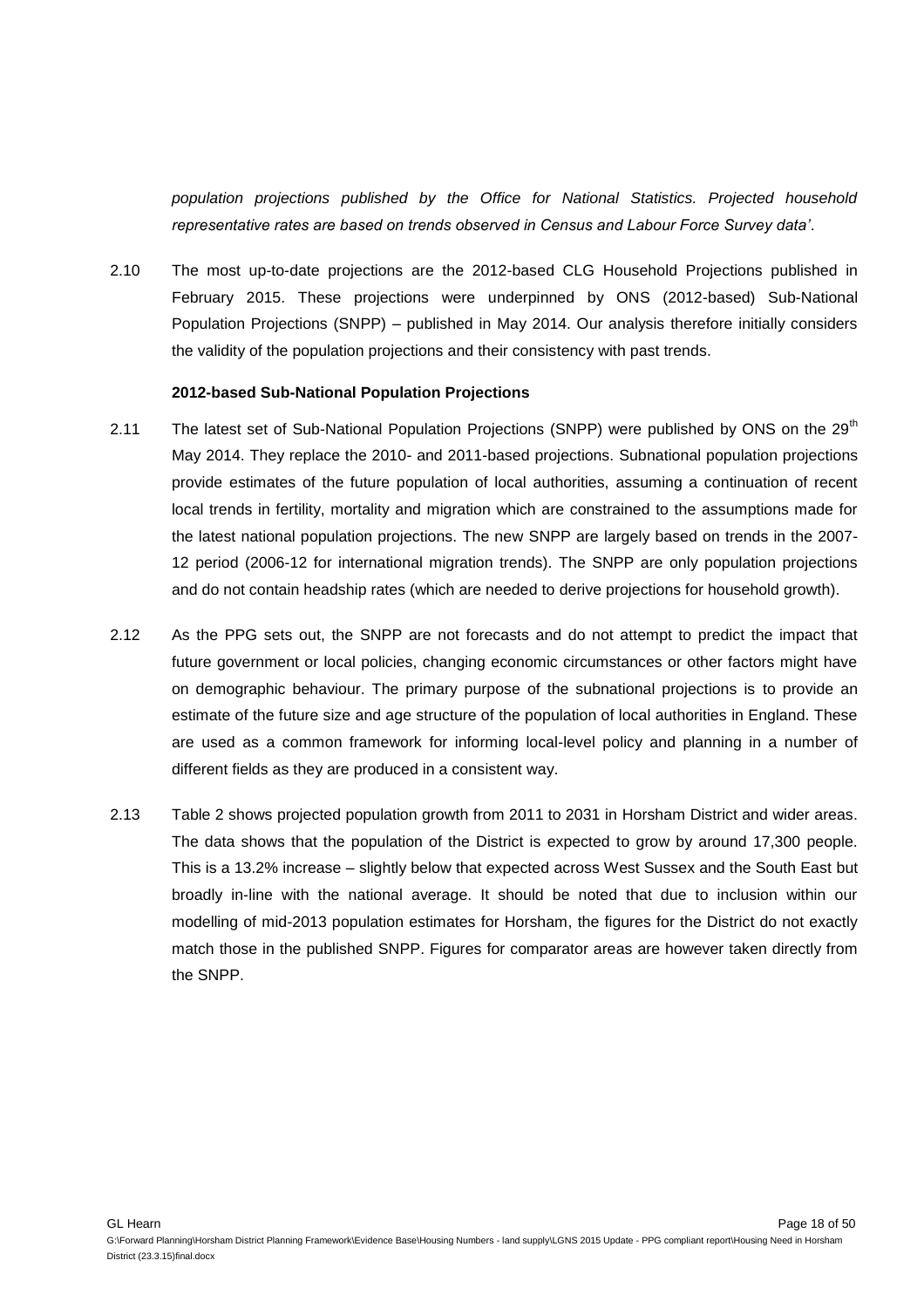*population projections published by the Office for National Statistics. Projected household representative rates are based on trends observed in Census and Labour Force Survey data'*.

2.10 The most up-to-date projections are the 2012-based CLG Household Projections published in February 2015. These projections were underpinned by ONS (2012-based) Sub-National Population Projections (SNPP) – published in May 2014. Our analysis therefore initially considers the validity of the population projections and their consistency with past trends.

**2012-based Sub-National Population Projections**

2.11 The latest set of Sub-National Population Projections (SNPP) were published by ONS on the 29th May 2014. They replace the 2010- and 2011-based projections. Subnational population projections provide estimates of the future population of local authorities, assuming a continuation of recent local trends in fertility, mortality and migration which are constrained to the assumptions made for the latest national population projections. The new SNPP are largely based on trends in the 2007-12 period (2006-12 for international migration trends). The SNPP are only population projections and do not contain headship rates (which are needed to derive projections for household growth).

2.12 As the PPG sets out, the SNPP are not forecasts and do not attempt to predict the impact that future government or local policies, changing economic circumstances or other factors might have on demographic behaviour. The primary purpose of the subnational projections is to provide an estimate of the future size and age structure of the population of local authorities in England. These are used as a common framework for informing local-level policy and planning in a number of different fields as they are produced in a consistent way.

2.13 Table 2 shows projected population growth from 2011 to 2031 in Horsham District and wider areas. The data shows that the population of the District is expected to grow by around 17,300 people. This is a 13.2% increase – slightly below that expected across West Sussex and the South East but broadly in-line with the national average. It should be noted that due to inclusion within our modelling of mid-2013 population estimates for Horsham, the figures for the District do not exactly match those in the published SNPP. Figures for comparator areas are however taken directly from the SNPP.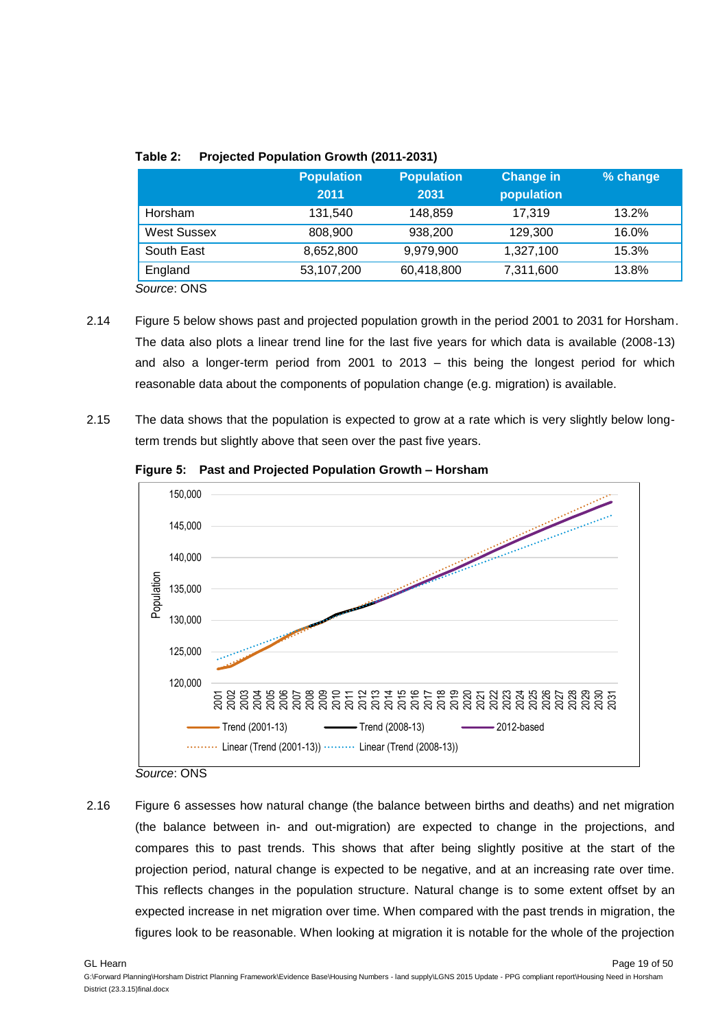**Table 2: Projected Population Growth (2011-2031)**

| | Population 2011 | Population 2031 | Change in population | % change |
|---|---|---|---|---|
| Horsham | 131,540 | 148,859 | 17,319 | 13.2% |
| West Sussex | 808,900 | 938,200 | 129,300 | 16.0% |
| South East | 8,652,800 | 9,979,900 | 1,327,100 | 15.3% |
| England | 53,107,200 | 60,418,800 | 7,311,600 | 13.8% |

*Source*: ONS

2.14 Figure 5 below shows past and projected population growth in the period 2001 to 2031 for Horsham. The data also plots a linear trend line for the last five years for which data is available (2008-13) and also a longer-term period from 2001 to 2013 – this being the longest period for which reasonable data about the components of population change (e.g. migration) is available.

2.15 The data shows that the population is expected to grow at a rate which is very slightly below long-term trends but slightly above that seen over the past five years.

**Figure 5: Past and Projected Population Growth – Horsham**

*Source*: ONS

2.16 Figure 6 assesses how natural change (the balance between births and deaths) and net migration (the balance between in- and out-migration) are expected to change in the projections, and compares this to past trends. This shows that after being slightly positive at the start of the projection period, natural change is expected to be negative, and at an increasing rate over time. This reflects changes in the population structure. Natural change is to some extent offset by an expected increase in net migration over time. When compared with the past trends in migration, the figures look to be reasonable. When looking at migration it is notable for the whole of the projection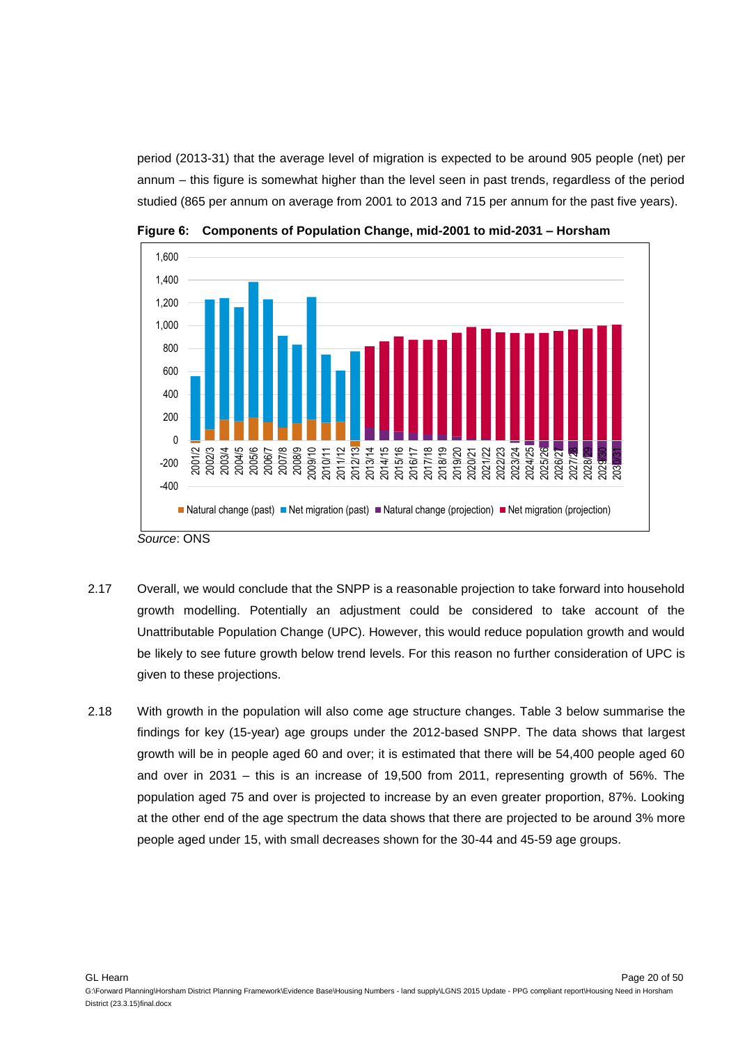period (2013-31) that the average level of migration is expected to be around 905 people (net) per annum – this figure is somewhat higher than the level seen in past trends, regardless of the period studied (865 per annum on average from 2001 to 2013 and 715 per annum for the past five years).

**Figure 6: Components of Population Change, mid-2001 to mid-2031 – Horsham**

*Source*: ONS

2.17 Overall, we would conclude that the SNPP is a reasonable projection to take forward into household growth modelling. Potentially an adjustment could be considered to take account of the Unattributable Population Change (UPC). However, this would reduce population growth and would be likely to see future growth below trend levels. For this reason no further consideration of UPC is given to these projections.

2.18 With growth in the population will also come age structure changes. Table 3 below summarise the findings for key (15-year) age groups under the 2012-based SNPP. The data shows that largest growth will be in people aged 60 and over; it is estimated that there will be 54,400 people aged 60 and over in 2031 – this is an increase of 19,500 from 2011, representing growth of 56%. The population aged 75 and over is projected to increase by an even greater proportion, 87%. Looking at the other end of the age spectrum the data shows that there are projected to be around 3% more people aged under 15, with small decreases shown for the 30-44 and 45-59 age groups.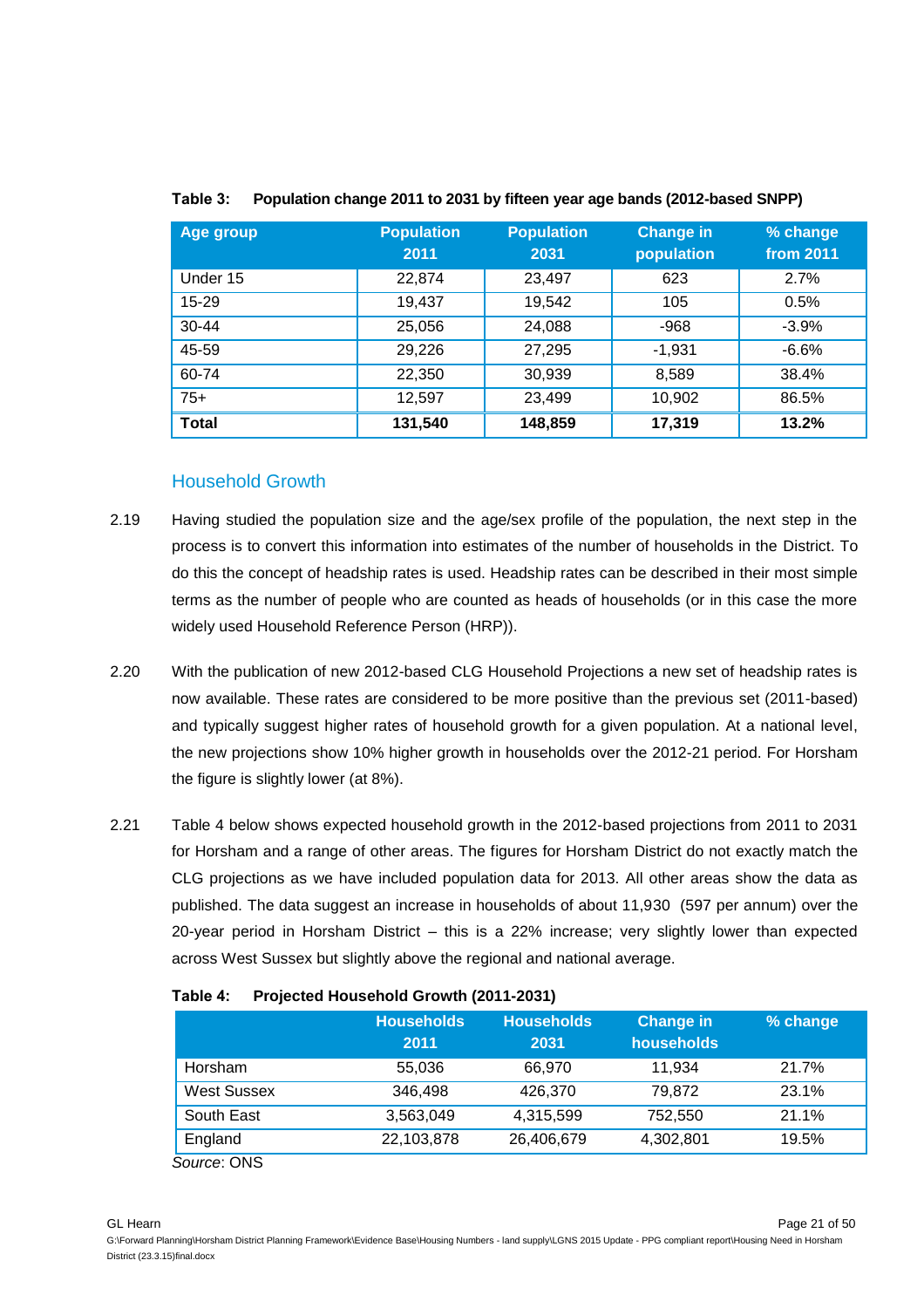**Table 3: Population change 2011 to 2031 by fifteen year age bands (2012-based SNPP)**

| Age group | Population 2011 | Population 2031 | Change in population | % change from 2011 |
|---|---|---|---|---|
| Under 15 | 22,874 | 23,497 | 623 | 2.7% |
| 15-29 | 19,437 | 19,542 | 105 | 0.5% |
| 30-44 | 25,056 | 24,088 | -968 | -3.9% |
| 45-59 | 29,226 | 27,295 | -1,931 | -6.6% |
| 60-74 | 22,350 | 30,939 | 8,589 | 38.4% |
| 75+ | 12,597 | 23,499 | 10,902 | 86.5% |
| **Total** | **131,540** | **148,859** | **17,319** | **13.2%** |

## Household Growth

2.19 Having studied the population size and the age/sex profile of the population, the next step in the process is to convert this information into estimates of the number of households in the District. To do this the concept of headship rates is used. Headship rates can be described in their most simple terms as the number of people who are counted as heads of households (or in this case the more widely used Household Reference Person (HRP)).

2.20 With the publication of new 2012-based CLG Household Projections a new set of headship rates is now available. These rates are considered to be more positive than the previous set (2011-based) and typically suggest higher rates of household growth for a given population. At a national level, the new projections show 10% higher growth in households over the 2012-21 period. For Horsham the figure is slightly lower (at 8%).

2.21 Table 4 below shows expected household growth in the 2012-based projections from 2011 to 2031 for Horsham and a range of other areas. The figures for Horsham District do not exactly match the CLG projections as we have included population data for 2013. All other areas show the data as published. The data suggest an increase in households of about 11,930 (597 per annum) over the 20-year period in Horsham District – this is a 22% increase; very slightly lower than expected across West Sussex but slightly above the regional and national average.

**Table 4: Projected Household Growth (2011-2031)**

| | Households 2011 | Households 2031 | Change in households | % change |
|---|---|---|---|---|
| Horsham | 55,036 | 66,970 | 11,934 | 21.7% |
| West Sussex | 346,498 | 426,370 | 79,872 | 23.1% |
| South East | 3,563,049 | 4,315,599 | 752,550 | 21.1% |
| England | 22,103,878 | 26,406,679 | 4,302,801 | 19.5% |

*Source*: ONS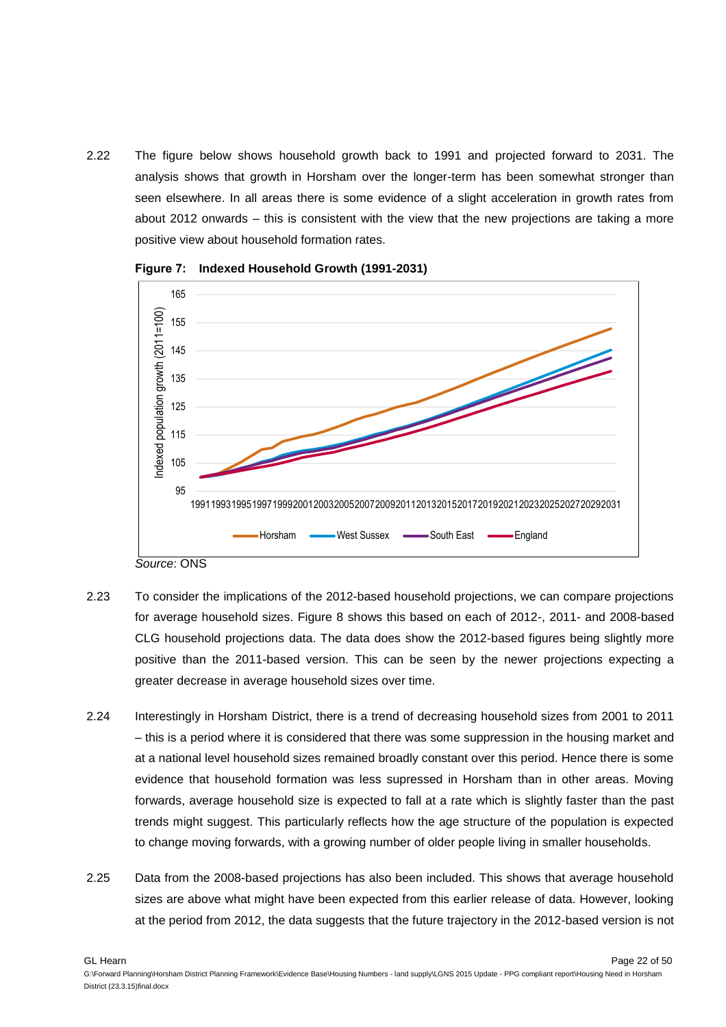2.22 The figure below shows household growth back to 1991 and projected forward to 2031. The analysis shows that growth in Horsham over the longer-term has been somewhat stronger than seen elsewhere. In all areas there is some evidence of a slight acceleration in growth rates from about 2012 onwards – this is consistent with the view that the new projections are taking a more positive view about household formation rates.

**Figure 7: Indexed Household Growth (1991-2031)**

*Source*: ONS

2.23 To consider the implications of the 2012-based household projections, we can compare projections for average household sizes. Figure 8 shows this based on each of 2012-, 2011- and 2008-based CLG household projections data. The data does show the 2012-based figures being slightly more positive than the 2011-based version. This can be seen by the newer projections expecting a greater decrease in average household sizes over time.

2.24 Interestingly in Horsham District, there is a trend of decreasing household sizes from 2001 to 2011 – this is a period where it is considered that there was some suppression in the housing market and at a national level household sizes remained broadly constant over this period. Hence there is some evidence that household formation was less supressed in Horsham than in other areas. Moving forwards, average household size is expected to fall at a rate which is slightly faster than the past trends might suggest. This particularly reflects how the age structure of the population is expected to change moving forwards, with a growing number of older people living in smaller households.

2.25 Data from the 2008-based projections has also been included. This shows that average household sizes are above what might have been expected from this earlier release of data. However, looking at the period from 2012, the data suggests that the future trajectory in the 2012-based version is not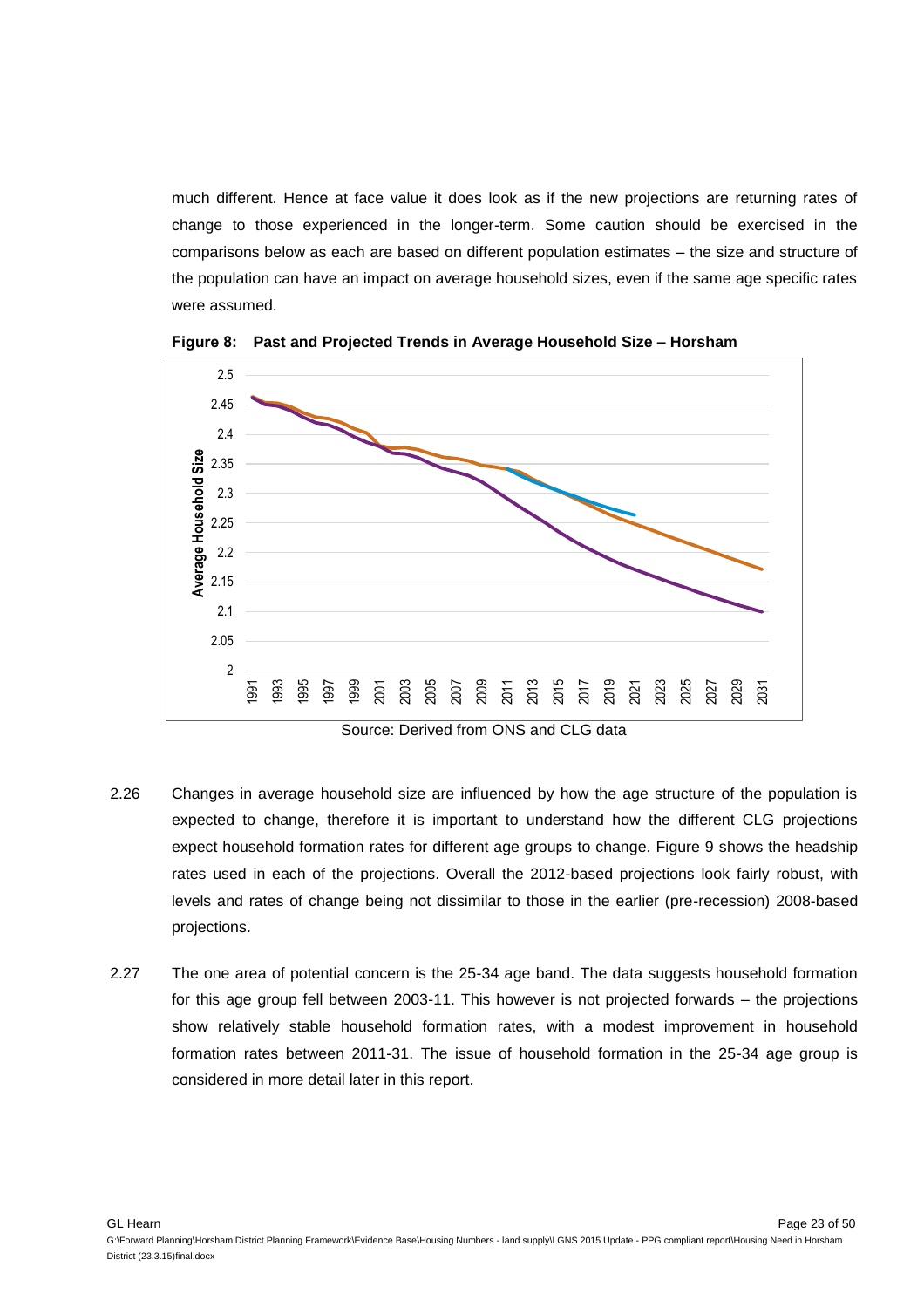much different. Hence at face value it does look as if the new projections are returning rates of change to those experienced in the longer-term. Some caution should be exercised in the comparisons below as each are based on different population estimates – the size and structure of the population can have an impact on average household sizes, even if the same age specific rates were assumed.

**Figure 8: Past and Projected Trends in Average Household Size – Horsham**

Source: Derived from ONS and CLG data

2.26 Changes in average household size are influenced by how the age structure of the population is expected to change, therefore it is important to understand how the different CLG projections expect household formation rates for different age groups to change. Figure 9 shows the headship rates used in each of the projections. Overall the 2012-based projections look fairly robust, with levels and rates of change being not dissimilar to those in the earlier (pre-recession) 2008-based projections.

2.27 The one area of potential concern is the 25-34 age band. The data suggests household formation for this age group fell between 2003-11. This however is not projected forwards – the projections show relatively stable household formation rates, with a modest improvement in household formation rates between 2011-31. The issue of household formation in the 25-34 age group is considered in more detail later in this report.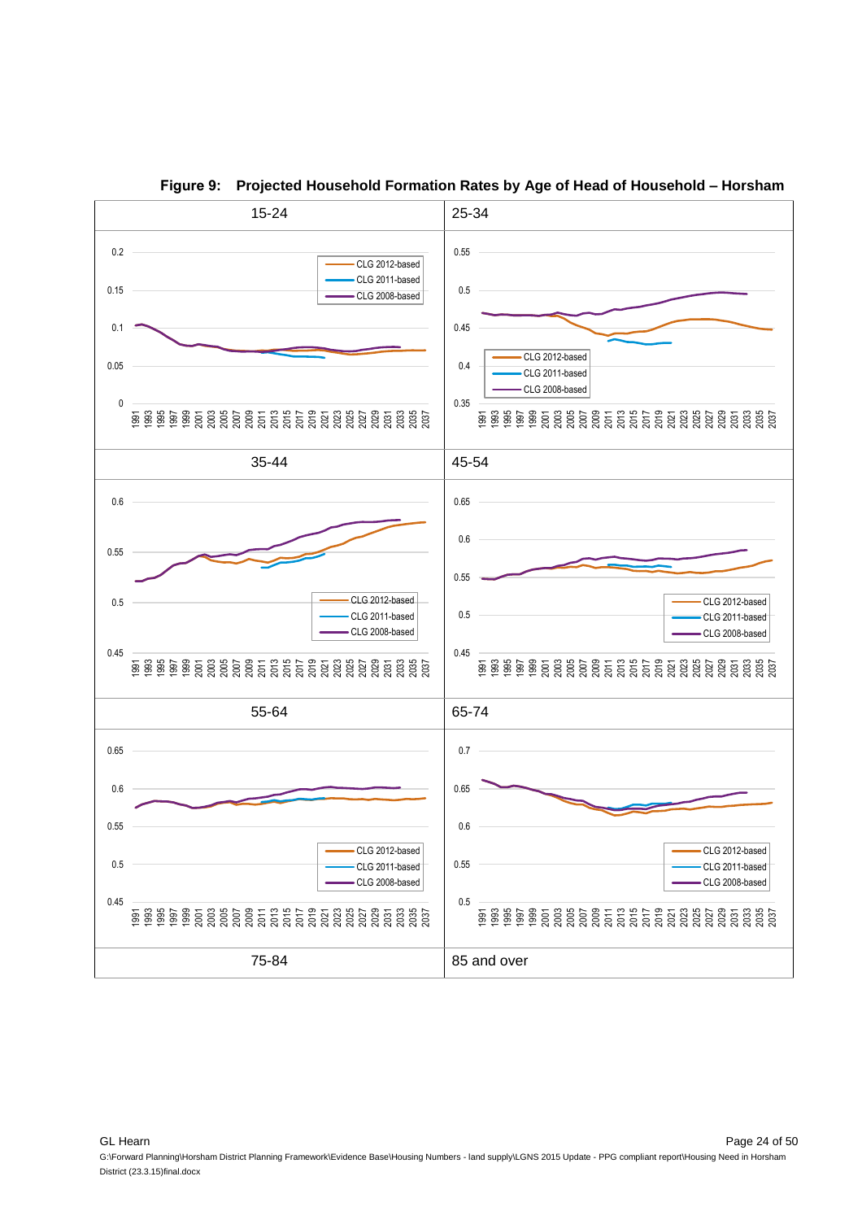**Figure 9: Projected Household Formation Rates by Age of Head of Household – Horsham**

| 15-24 | 25-34 |
|---|---|
| 35-44 | 45-54 |
| 55-64 | 65-74 |
| 75-84 | 85 and over |

Legend (each chart): CLG 2012-based; CLG 2011-based; CLG 2008-based

X-axis (each chart): 1991 to 2037

Y-axis ranges:

- 15-24: 0 to 0.2
- 25-34: 0.35 to 0.55
- 35-44: 0.45 to 0.6
- 45-54: 0.45 to 0.65
- 55-64: 0.45 to 0.65
- 65-74: 0.5 to 0.7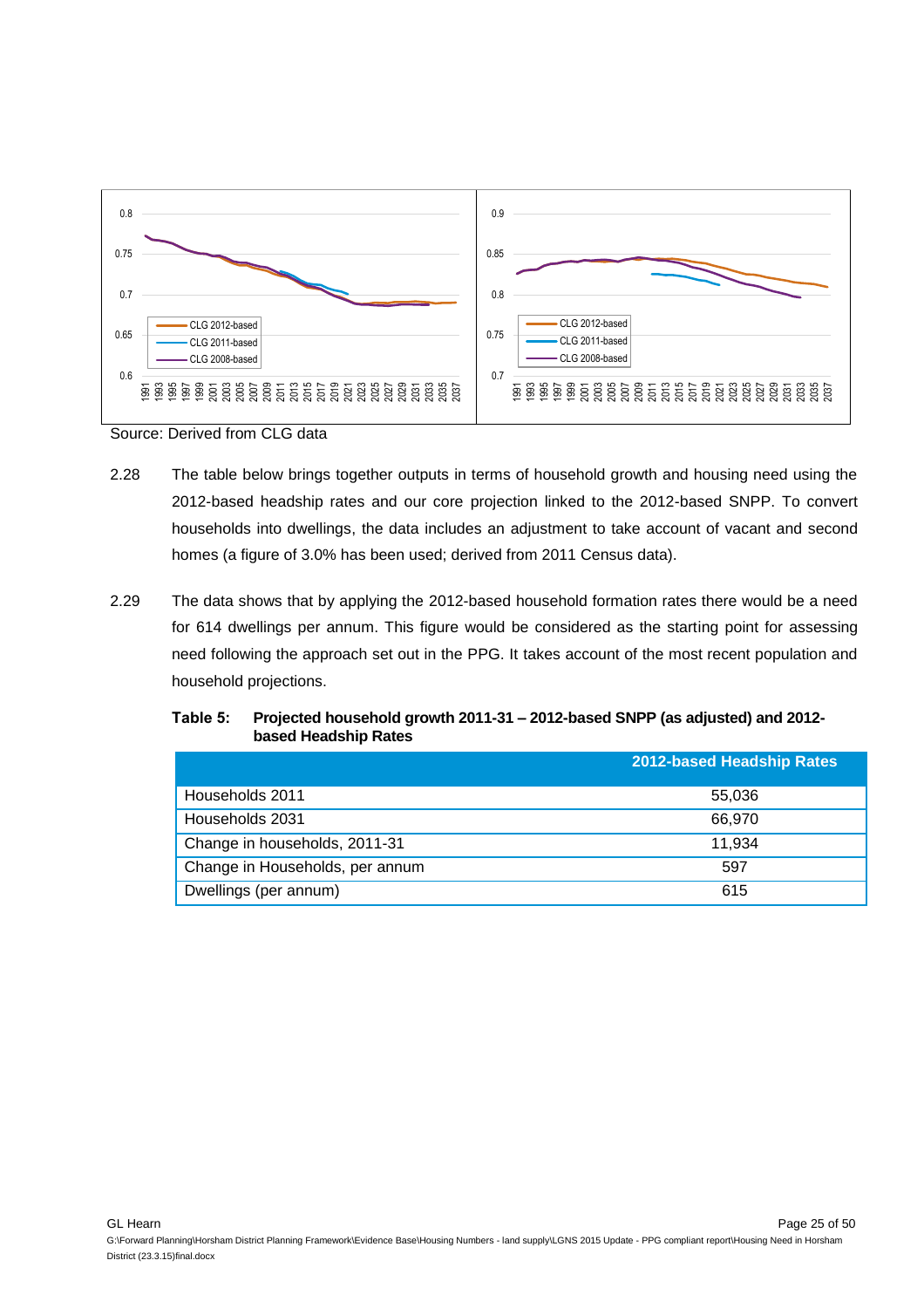Source: Derived from CLG data

2.28 The table below brings together outputs in terms of household growth and housing need using the 2012-based headship rates and our core projection linked to the 2012-based SNPP. To convert households into dwellings, the data includes an adjustment to take account of vacant and second homes (a figure of 3.0% has been used; derived from 2011 Census data).

2.29 The data shows that by applying the 2012-based household formation rates there would be a need for 614 dwellings per annum. This figure would be considered as the starting point for assessing need following the approach set out in the PPG. It takes account of the most recent population and household projections.

**Table 5: Projected household growth 2011-31 – 2012-based SNPP (as adjusted) and 2012-based Headship Rates**

| | 2012-based Headship Rates |
|---|---|
| Households 2011 | 55,036 |
| Households 2031 | 66,970 |
| Change in households, 2011-31 | 11,934 |
| Change in Households, per annum | 597 |
| Dwellings (per annum) | 615 |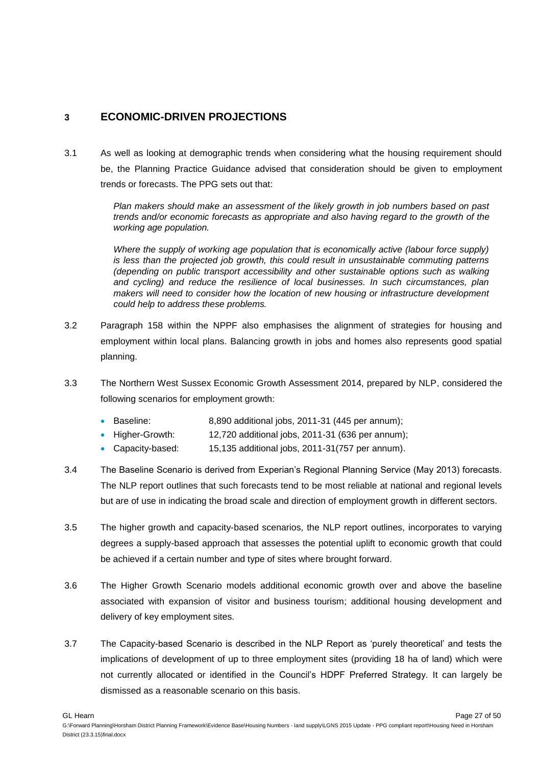## 3 ECONOMIC-DRIVEN PROJECTIONS

3.1 As well as looking at demographic trends when considering what the housing requirement should be, the Planning Practice Guidance advised that consideration should be given to employment trends or forecasts. The PPG sets out that:

> *Plan makers should make an assessment of the likely growth in job numbers based on past trends and/or economic forecasts as appropriate and also having regard to the growth of the working age population.*
>
> *Where the supply of working age population that is economically active (labour force supply) is less than the projected job growth, this could result in unsustainable commuting patterns (depending on public transport accessibility and other sustainable options such as walking and cycling) and reduce the resilience of local businesses. In such circumstances, plan makers will need to consider how the location of new housing or infrastructure development could help to address these problems.*

3.2 Paragraph 158 within the NPPF also emphasises the alignment of strategies for housing and employment within local plans. Balancing growth in jobs and homes also represents good spatial planning.

3.3 The Northern West Sussex Economic Growth Assessment 2014, prepared by NLP, considered the following scenarios for employment growth:

- Baseline: 8,890 additional jobs, 2011-31 (445 per annum);
- Higher-Growth: 12,720 additional jobs, 2011-31 (636 per annum);
- Capacity-based: 15,135 additional jobs, 2011-31(757 per annum).

3.4 The Baseline Scenario is derived from Experian's Regional Planning Service (May 2013) forecasts. The NLP report outlines that such forecasts tend to be most reliable at national and regional levels but are of use in indicating the broad scale and direction of employment growth in different sectors.

3.5 The higher growth and capacity-based scenarios, the NLP report outlines, incorporates to varying degrees a supply-based approach that assesses the potential uplift to economic growth that could be achieved if a certain number and type of sites where brought forward.

3.6 The Higher Growth Scenario models additional economic growth over and above the baseline associated with expansion of visitor and business tourism; additional housing development and delivery of key employment sites.

3.7 The Capacity-based Scenario is described in the NLP Report as 'purely theoretical' and tests the implications of development of up to three employment sites (providing 18 ha of land) which were not currently allocated or identified in the Council's HDPF Preferred Strategy. It can largely be dismissed as a reasonable scenario on this basis.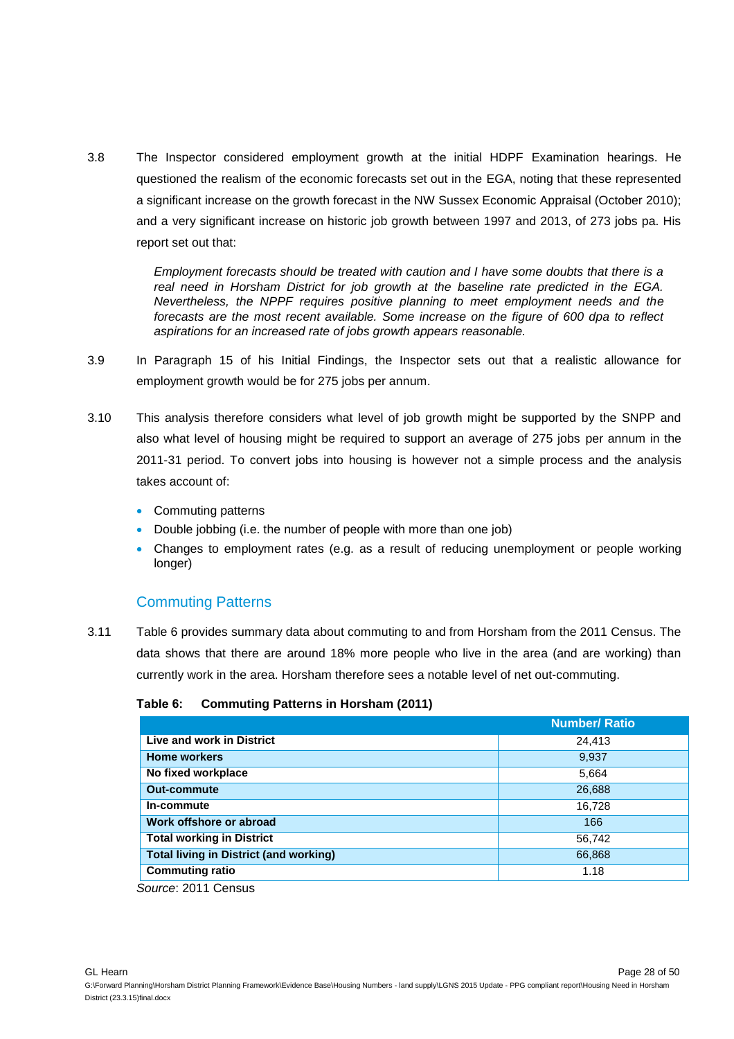3.8 The Inspector considered employment growth at the initial HDPF Examination hearings. He questioned the realism of the economic forecasts set out in the EGA, noting that these represented a significant increase on the growth forecast in the NW Sussex Economic Appraisal (October 2010); and a very significant increase on historic job growth between 1997 and 2013, of 273 jobs pa. His report set out that:

> *Employment forecasts should be treated with caution and I have some doubts that there is a real need in Horsham District for job growth at the baseline rate predicted in the EGA. Nevertheless, the NPPF requires positive planning to meet employment needs and the forecasts are the most recent available. Some increase on the figure of 600 dpa to reflect aspirations for an increased rate of jobs growth appears reasonable.*

3.9 In Paragraph 15 of his Initial Findings, the Inspector sets out that a realistic allowance for employment growth would be for 275 jobs per annum.

3.10 This analysis therefore considers what level of job growth might be supported by the SNPP and also what level of housing might be required to support an average of 275 jobs per annum in the 2011-31 period. To convert jobs into housing is however not a simple process and the analysis takes account of:

- Commuting patterns
- Double jobbing (i.e. the number of people with more than one job)
- Changes to employment rates (e.g. as a result of reducing unemployment or people working longer)

## Commuting Patterns

3.11 Table 6 provides summary data about commuting to and from Horsham from the 2011 Census. The data shows that there are around 18% more people who live in the area (and are working) than currently work in the area. Horsham therefore sees a notable level of net out-commuting.

**Table 6: Commuting Patterns in Horsham (2011)**

| | Number/ Ratio |
|---|---|
| **Live and work in District** | 24,413 |
| **Home workers** | 9,937 |
| **No fixed workplace** | 5,664 |
| **Out-commute** | 26,688 |
| **In-commute** | 16,728 |
| **Work offshore or abroad** | 166 |
| **Total working in District** | 56,742 |
| **Total living in District (and working)** | 66,868 |
| **Commuting ratio** | 1.18 |

*Source*: 2011 Census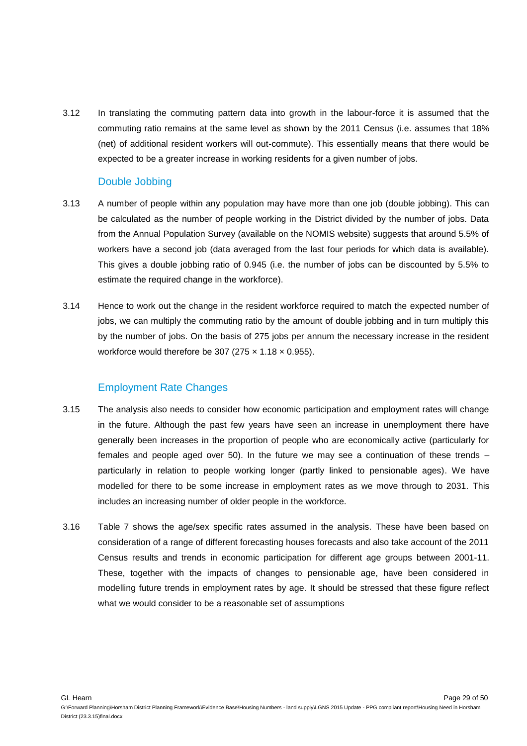3.12 In translating the commuting pattern data into growth in the labour-force it is assumed that the commuting ratio remains at the same level as shown by the 2011 Census (i.e. assumes that 18% (net) of additional resident workers will out-commute). This essentially means that there would be expected to be a greater increase in working residents for a given number of jobs.

## Double Jobbing

3.13 A number of people within any population may have more than one job (double jobbing). This can be calculated as the number of people working in the District divided by the number of jobs. Data from the Annual Population Survey (available on the NOMIS website) suggests that around 5.5% of workers have a second job (data averaged from the last four periods for which data is available). This gives a double jobbing ratio of 0.945 (i.e. the number of jobs can be discounted by 5.5% to estimate the required change in the workforce).

3.14 Hence to work out the change in the resident workforce required to match the expected number of jobs, we can multiply the commuting ratio by the amount of double jobbing and in turn multiply this by the number of jobs. On the basis of 275 jobs per annum the necessary increase in the resident workforce would therefore be 307 (275 × 1.18 × 0.955).

## Employment Rate Changes

3.15 The analysis also needs to consider how economic participation and employment rates will change in the future. Although the past few years have seen an increase in unemployment there have generally been increases in the proportion of people who are economically active (particularly for females and people aged over 50). In the future we may see a continuation of these trends – particularly in relation to people working longer (partly linked to pensionable ages). We have modelled for there to be some increase in employment rates as we move through to 2031. This includes an increasing number of older people in the workforce.

3.16 Table 7 shows the age/sex specific rates assumed in the analysis. These have been based on consideration of a range of different forecasting houses forecasts and also take account of the 2011 Census results and trends in economic participation for different age groups between 2001-11. These, together with the impacts of changes to pensionable age, have been considered in modelling future trends in employment rates by age. It should be stressed that these figure reflect what we would consider to be a reasonable set of assumptions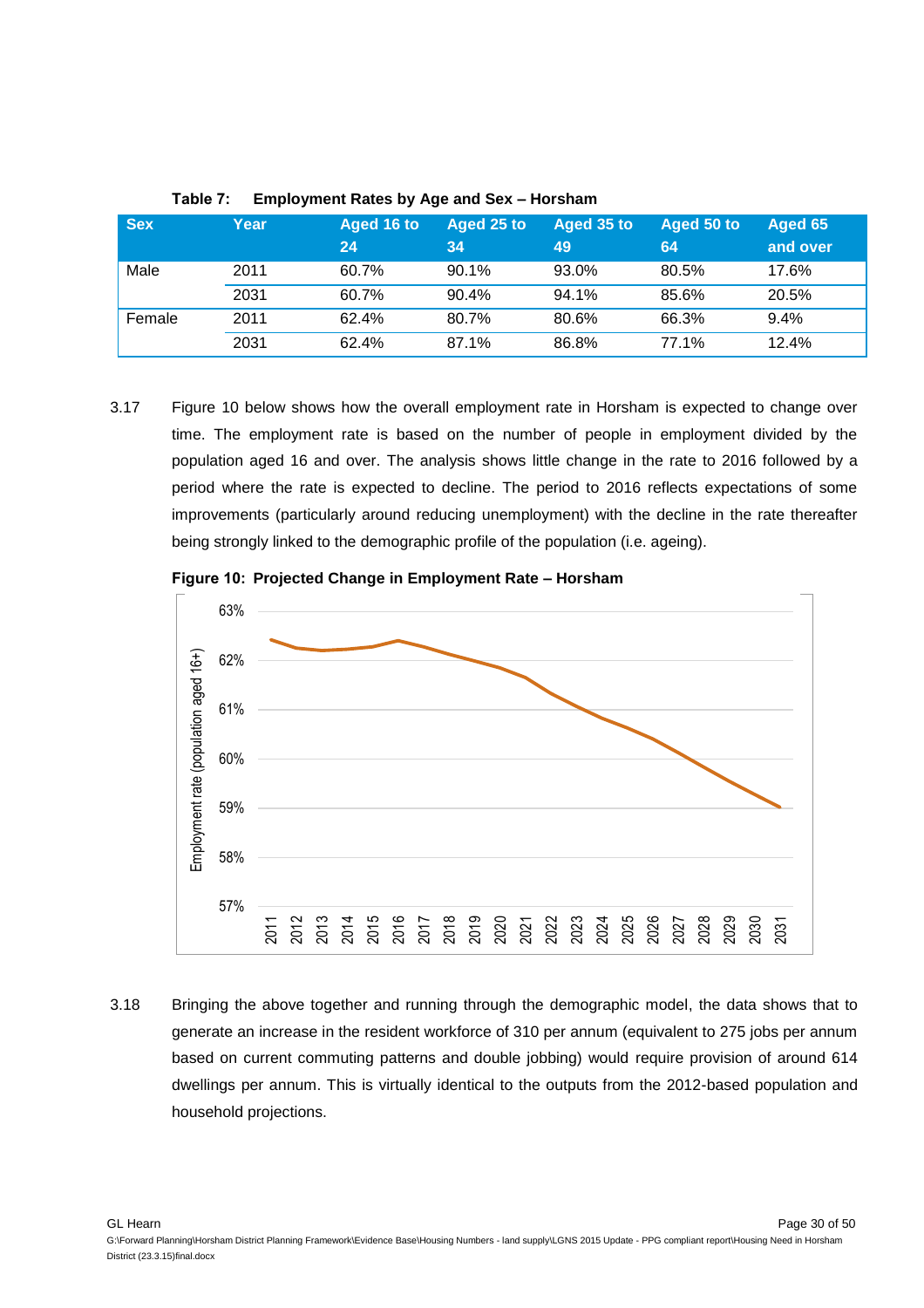**Table 7: Employment Rates by Age and Sex – Horsham**

| Sex | Year | Aged 16 to 24 | Aged 25 to 34 | Aged 35 to 49 | Aged 50 to 64 | Aged 65 and over |
|---|---|---|---|---|---|---|
| Male | 2011 | 60.7% | 90.1% | 93.0% | 80.5% | 17.6% |
| | 2031 | 60.7% | 90.4% | 94.1% | 85.6% | 20.5% |
| Female | 2011 | 62.4% | 80.7% | 80.6% | 66.3% | 9.4% |
| | 2031 | 62.4% | 87.1% | 86.8% | 77.1% | 12.4% |

3.17 Figure 10 below shows how the overall employment rate in Horsham is expected to change over time. The employment rate is based on the number of people in employment divided by the population aged 16 and over. The analysis shows little change in the rate to 2016 followed by a period where the rate is expected to decline. The period to 2016 reflects expectations of some improvements (particularly around reducing unemployment) with the decline in the rate thereafter being strongly linked to the demographic profile of the population (i.e. ageing).

**Figure 10: Projected Change in Employment Rate – Horsham**

3.18 Bringing the above together and running through the demographic model, the data shows that to generate an increase in the resident workforce of 310 per annum (equivalent to 275 jobs per annum based on current commuting patterns and double jobbing) would require provision of around 614 dwellings per annum. This is virtually identical to the outputs from the 2012-based population and household projections.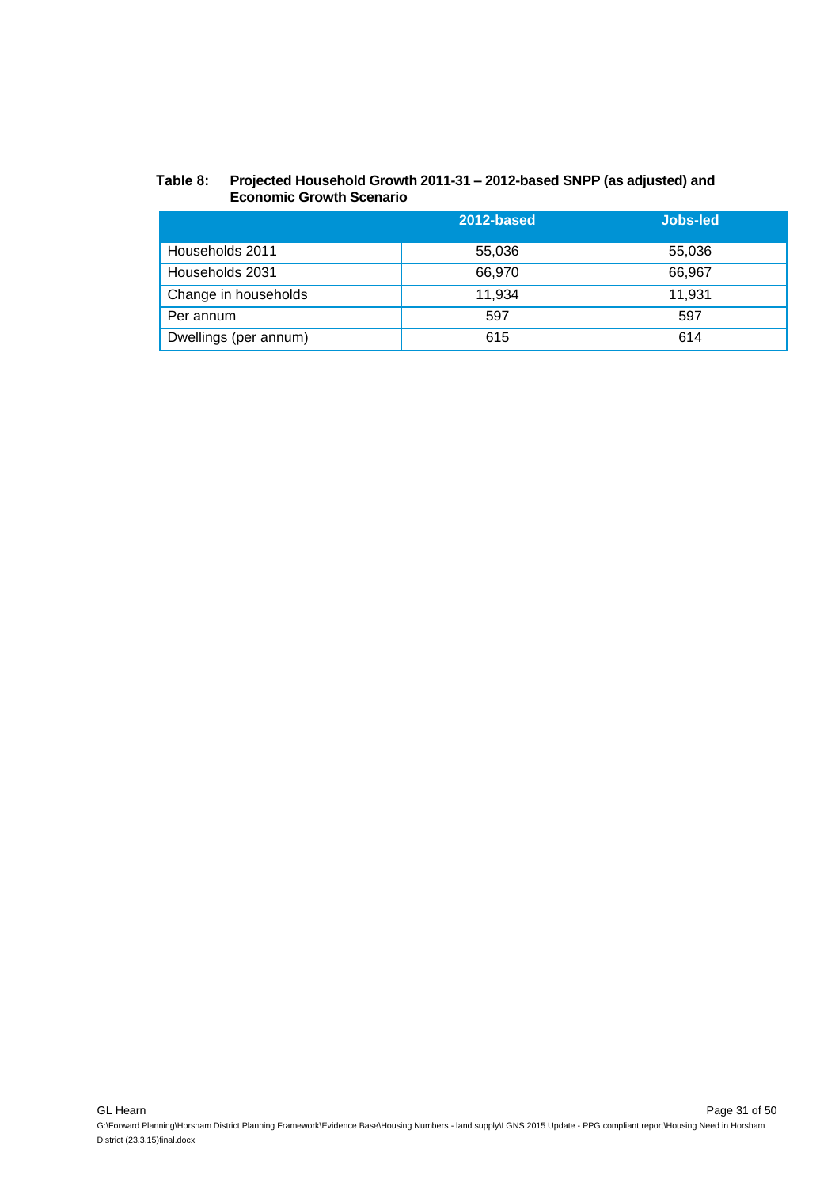**Table 8: Projected Household Growth 2011-31 – 2012-based SNPP (as adjusted) and Economic Growth Scenario**

| | 2012-based | Jobs-led |
|---|---|---|
| Households 2011 | 55,036 | 55,036 |
| Households 2031 | 66,970 | 66,967 |
| Change in households | 11,934 | 11,931 |
| Per annum | 597 | 597 |
| Dwellings (per annum) | 615 | 614 |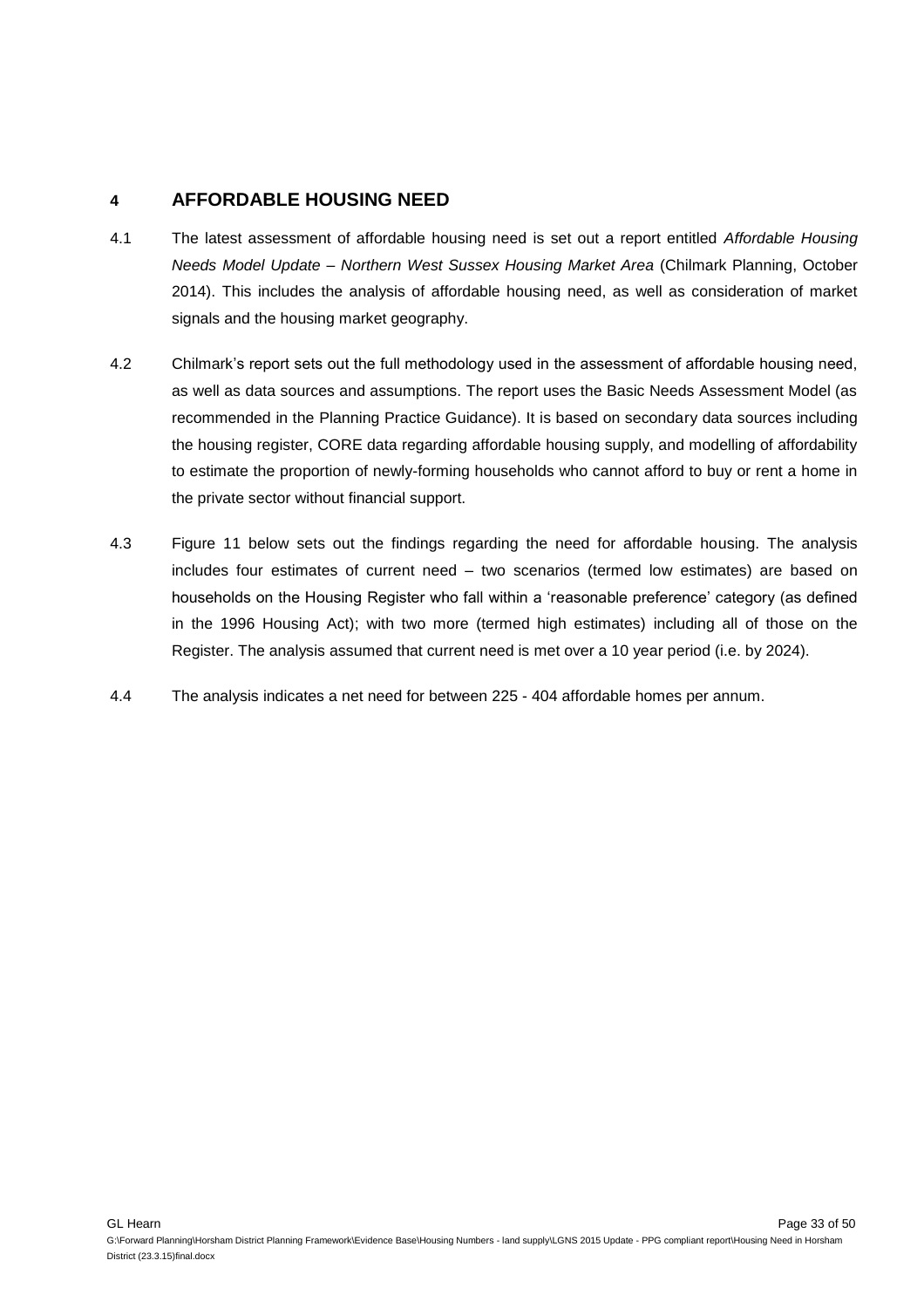## 4 AFFORDABLE HOUSING NEED

4.1 The latest assessment of affordable housing need is set out a report entitled *Affordable Housing Needs Model Update – Northern West Sussex Housing Market Area* (Chilmark Planning, October 2014). This includes the analysis of affordable housing need, as well as consideration of market signals and the housing market geography.

4.2 Chilmark's report sets out the full methodology used in the assessment of affordable housing need, as well as data sources and assumptions. The report uses the Basic Needs Assessment Model (as recommended in the Planning Practice Guidance). It is based on secondary data sources including the housing register, CORE data regarding affordable housing supply, and modelling of affordability to estimate the proportion of newly-forming households who cannot afford to buy or rent a home in the private sector without financial support.

4.3 Figure 11 below sets out the findings regarding the need for affordable housing. The analysis includes four estimates of current need – two scenarios (termed low estimates) are based on households on the Housing Register who fall within a 'reasonable preference' category (as defined in the 1996 Housing Act); with two more (termed high estimates) including all of those on the Register. The analysis assumed that current need is met over a 10 year period (i.e. by 2024).

4.4 The analysis indicates a net need for between 225 - 404 affordable homes per annum.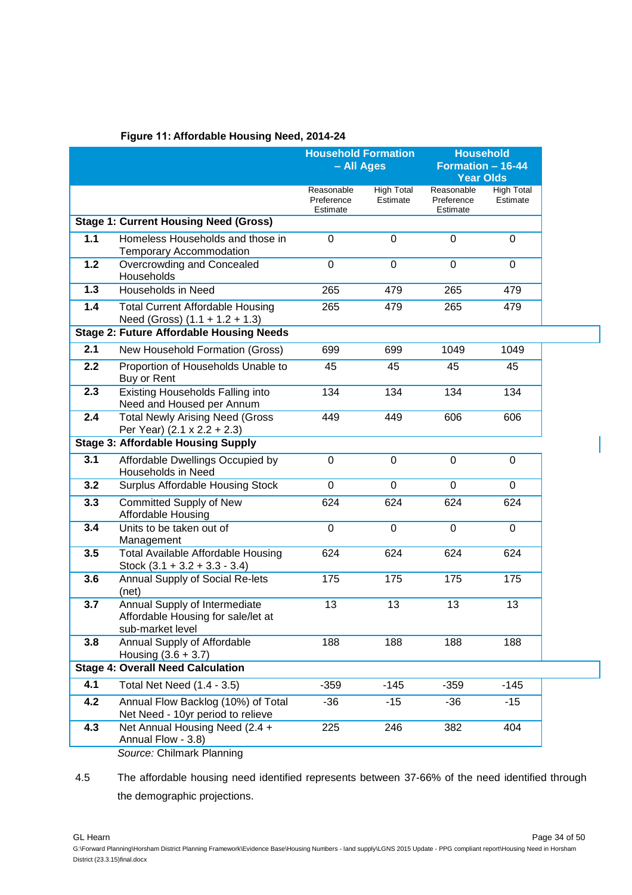**Figure 11: Affordable Housing Need, 2014-24**

| | | Household Formation – All Ages | | Household Formation – 16-44 Year Olds | |
|---|---|---|---|---|---|
| | | Reasonable Preference Estimate | High Total Estimate | Reasonable Preference Estimate | High Total Estimate |
| **Stage 1: Current Housing Need (Gross)** | | | | | |
| **1.1** | Homeless Households and those in Temporary Accommodation | 0 | 0 | 0 | 0 |
| **1.2** | Overcrowding and Concealed Households | 0 | 0 | 0 | 0 |
| **1.3** | Households in Need | 265 | 479 | 265 | 479 |
| **1.4** | Total Current Affordable Housing Need (Gross) (1.1 + 1.2 + 1.3) | 265 | 479 | 265 | 479 |
| **Stage 2: Future Affordable Housing Needs** | | | | | |
| **2.1** | New Household Formation (Gross) | 699 | 699 | 1049 | 1049 |
| **2.2** | Proportion of Households Unable to Buy or Rent | 45 | 45 | 45 | 45 |
| **2.3** | Existing Households Falling into Need and Housed per Annum | 134 | 134 | 134 | 134 |
| **2.4** | Total Newly Arising Need (Gross Per Year) (2.1 x 2.2 + 2.3) | 449 | 449 | 606 | 606 |
| **Stage 3: Affordable Housing Supply** | | | | | |
| **3.1** | Affordable Dwellings Occupied by Households in Need | 0 | 0 | 0 | 0 |
| **3.2** | Surplus Affordable Housing Stock | 0 | 0 | 0 | 0 |
| **3.3** | Committed Supply of New Affordable Housing | 624 | 624 | 624 | 624 |
| **3.4** | Units to be taken out of Management | 0 | 0 | 0 | 0 |
| **3.5** | Total Available Affordable Housing Stock (3.1 + 3.2 + 3.3 - 3.4) | 624 | 624 | 624 | 624 |
| **3.6** | Annual Supply of Social Re-lets (net) | 175 | 175 | 175 | 175 |
| **3.7** | Annual Supply of Intermediate Affordable Housing for sale/let at sub-market level | 13 | 13 | 13 | 13 |
| **3.8** | Annual Supply of Affordable Housing (3.6 + 3.7) | 188 | 188 | 188 | 188 |
| **Stage 4: Overall Need Calculation** | | | | | |
| **4.1** | Total Net Need (1.4 - 3.5) | -359 | -145 | -359 | -145 |
| **4.2** | Annual Flow Backlog (10%) of Total Net Need - 10yr period to relieve | -36 | -15 | -36 | -15 |
| **4.3** | Net Annual Housing Need (2.4 + Annual Flow - 3.8) | 225 | 246 | 382 | 404 |

*Source:* Chilmark Planning

4.5 The affordable housing need identified represents between 37-66% of the need identified through the demographic projections.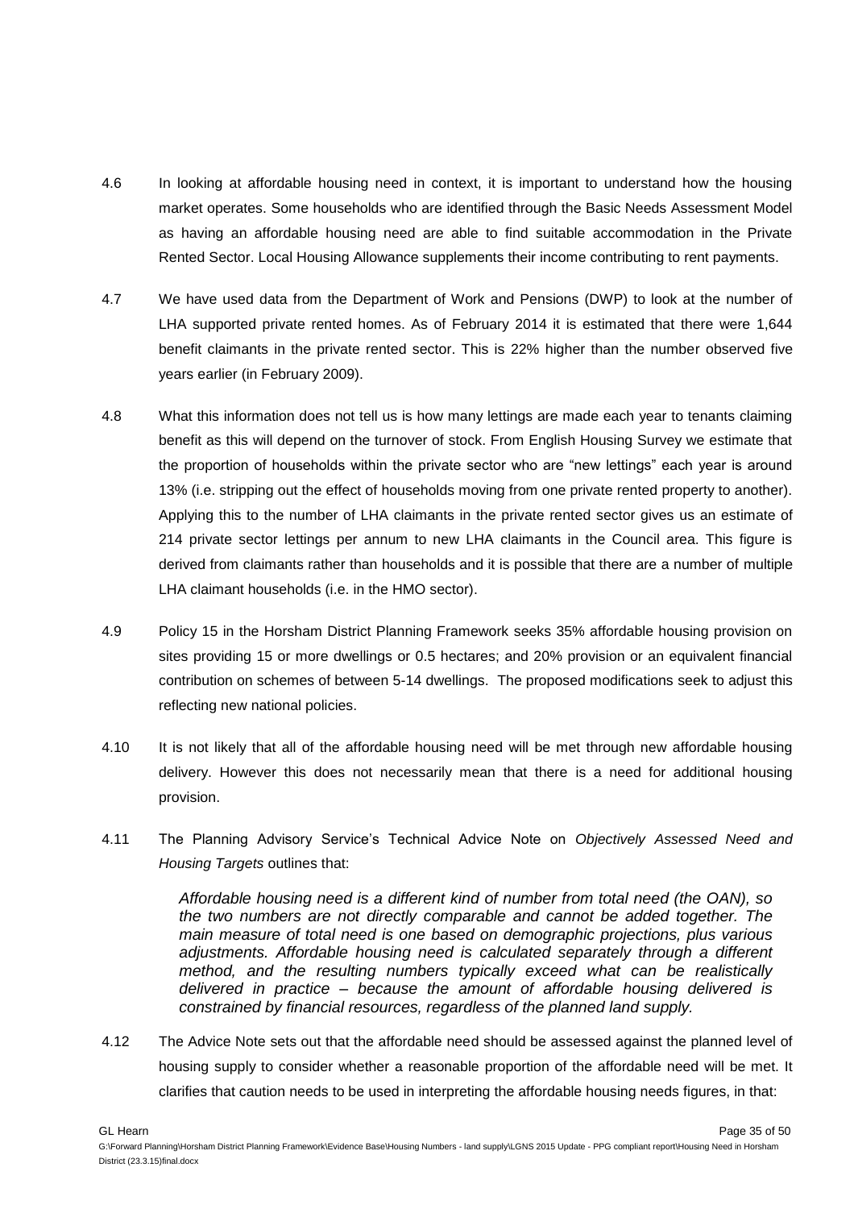4.6 In looking at affordable housing need in context, it is important to understand how the housing market operates. Some households who are identified through the Basic Needs Assessment Model as having an affordable housing need are able to find suitable accommodation in the Private Rented Sector. Local Housing Allowance supplements their income contributing to rent payments.

4.7 We have used data from the Department of Work and Pensions (DWP) to look at the number of LHA supported private rented homes. As of February 2014 it is estimated that there were 1,644 benefit claimants in the private rented sector. This is 22% higher than the number observed five years earlier (in February 2009).

4.8 What this information does not tell us is how many lettings are made each year to tenants claiming benefit as this will depend on the turnover of stock. From English Housing Survey we estimate that the proportion of households within the private sector who are "new lettings" each year is around 13% (i.e. stripping out the effect of households moving from one private rented property to another). Applying this to the number of LHA claimants in the private rented sector gives us an estimate of 214 private sector lettings per annum to new LHA claimants in the Council area. This figure is derived from claimants rather than households and it is possible that there are a number of multiple LHA claimant households (i.e. in the HMO sector).

4.9 Policy 15 in the Horsham District Planning Framework seeks 35% affordable housing provision on sites providing 15 or more dwellings or 0.5 hectares; and 20% provision or an equivalent financial contribution on schemes of between 5-14 dwellings. The proposed modifications seek to adjust this reflecting new national policies.

4.10 It is not likely that all of the affordable housing need will be met through new affordable housing delivery. However this does not necessarily mean that there is a need for additional housing provision.

4.11 The Planning Advisory Service's Technical Advice Note on *Objectively Assessed Need and Housing Targets* outlines that:

> *Affordable housing need is a different kind of number from total need (the OAN), so the two numbers are not directly comparable and cannot be added together. The main measure of total need is one based on demographic projections, plus various adjustments. Affordable housing need is calculated separately through a different method, and the resulting numbers typically exceed what can be realistically delivered in practice – because the amount of affordable housing delivered is constrained by financial resources, regardless of the planned land supply.*

4.12 The Advice Note sets out that the affordable need should be assessed against the planned level of housing supply to consider whether a reasonable proportion of the affordable need will be met. It clarifies that caution needs to be used in interpreting the affordable housing needs figures, in that: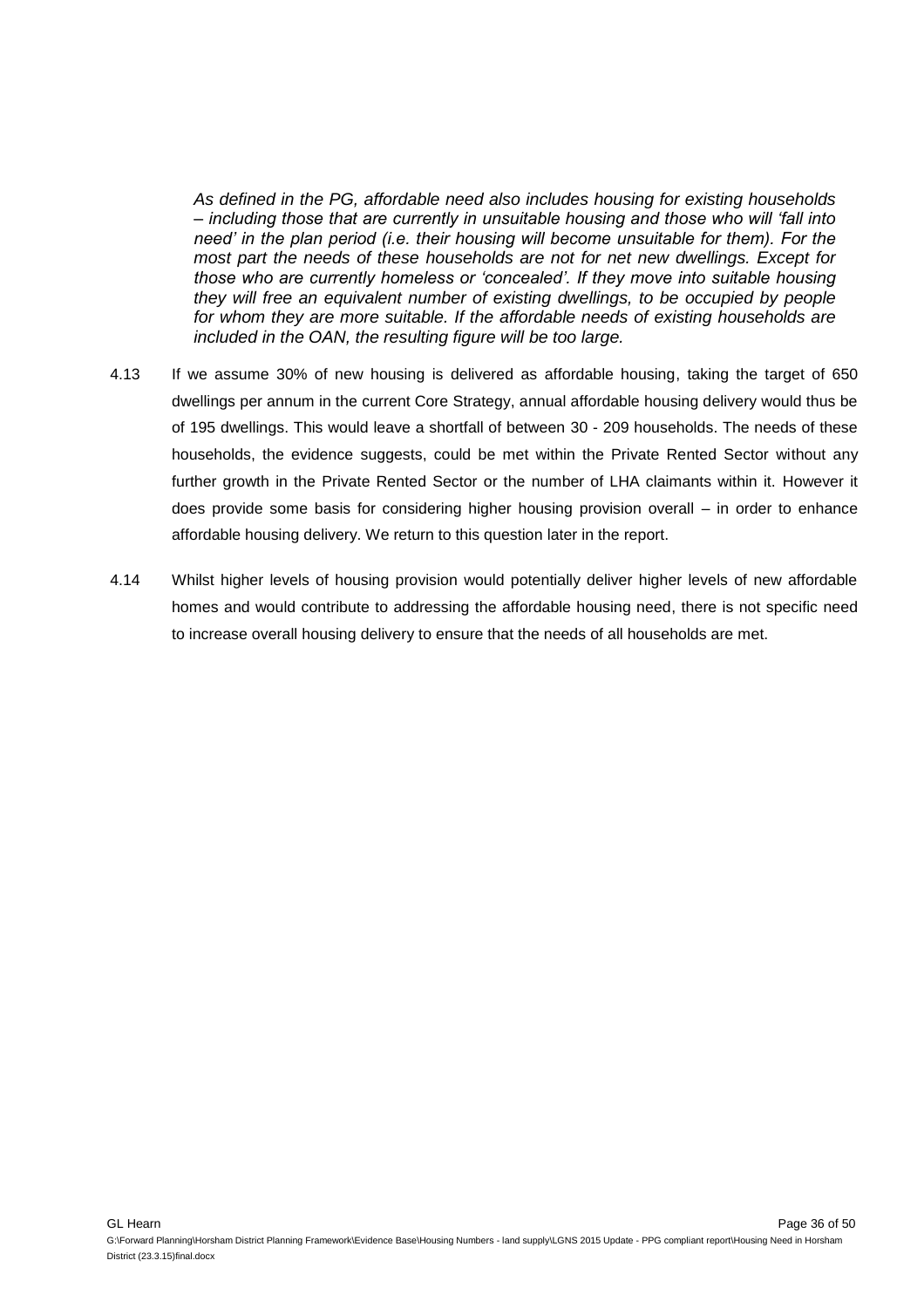*As defined in the PG, affordable need also includes housing for existing households – including those that are currently in unsuitable housing and those who will 'fall into need' in the plan period (i.e. their housing will become unsuitable for them). For the most part the needs of these households are not for net new dwellings. Except for those who are currently homeless or 'concealed'. If they move into suitable housing they will free an equivalent number of existing dwellings, to be occupied by people for whom they are more suitable. If the affordable needs of existing households are included in the OAN, the resulting figure will be too large.*

4.13 If we assume 30% of new housing is delivered as affordable housing, taking the target of 650 dwellings per annum in the current Core Strategy, annual affordable housing delivery would thus be of 195 dwellings. This would leave a shortfall of between 30 - 209 households. The needs of these households, the evidence suggests, could be met within the Private Rented Sector without any further growth in the Private Rented Sector or the number of LHA claimants within it. However it does provide some basis for considering higher housing provision overall – in order to enhance affordable housing delivery. We return to this question later in the report.

4.14 Whilst higher levels of housing provision would potentially deliver higher levels of new affordable homes and would contribute to addressing the affordable housing need, there is not specific need to increase overall housing delivery to ensure that the needs of all households are met.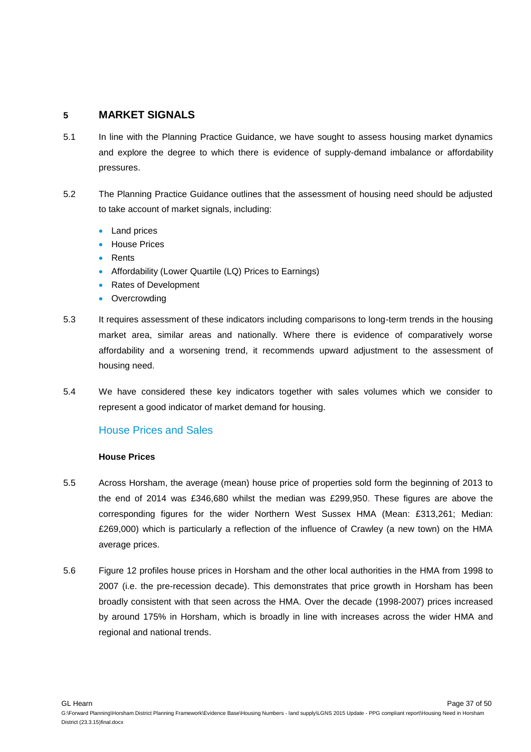# 5 MARKET SIGNALS

5.1 In line with the Planning Practice Guidance, we have sought to assess housing market dynamics and explore the degree to which there is evidence of supply-demand imbalance or affordability pressures.

5.2 The Planning Practice Guidance outlines that the assessment of housing need should be adjusted to take account of market signals, including:

- Land prices
- House Prices
- Rents
- Affordability (Lower Quartile (LQ) Prices to Earnings)
- Rates of Development
- Overcrowding

5.3 It requires assessment of these indicators including comparisons to long-term trends in the housing market area, similar areas and nationally. Where there is evidence of comparatively worse affordability and a worsening trend, it recommends upward adjustment to the assessment of housing need.

5.4 We have considered these key indicators together with sales volumes which we consider to represent a good indicator of market demand for housing.

## House Prices and Sales

**House Prices**

5.5 Across Horsham, the average (mean) house price of properties sold form the beginning of 2013 to the end of 2014 was £346,680 whilst the median was £299,950. These figures are above the corresponding figures for the wider Northern West Sussex HMA (Mean: £313,261; Median: £269,000) which is particularly a reflection of the influence of Crawley (a new town) on the HMA average prices.

5.6 Figure 12 profiles house prices in Horsham and the other local authorities in the HMA from 1998 to 2007 (i.e. the pre-recession decade). This demonstrates that price growth in Horsham has been broadly consistent with that seen across the HMA. Over the decade (1998-2007) prices increased by around 175% in Horsham, which is broadly in line with increases across the wider HMA and regional and national trends.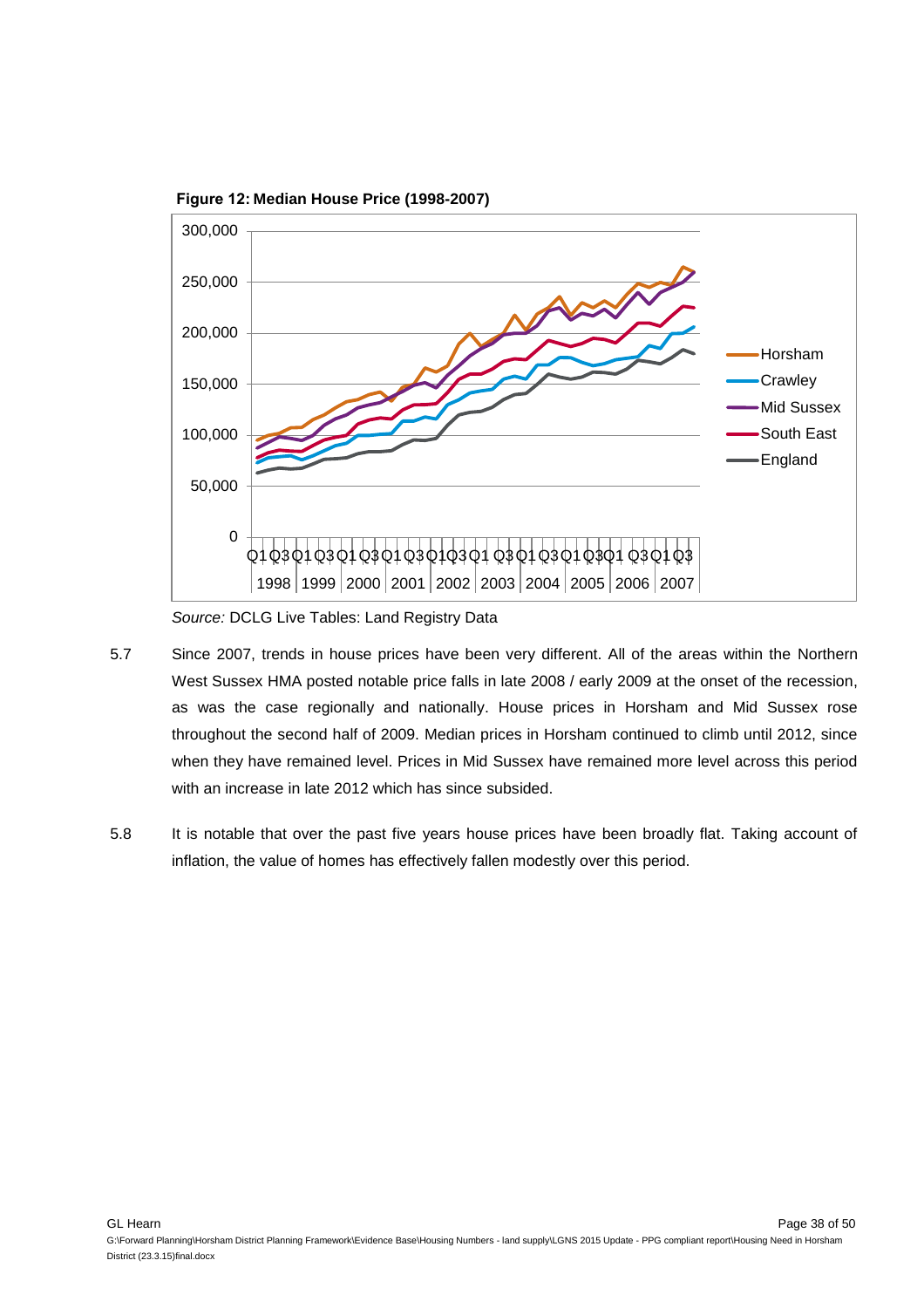**Figure 12: Median House Price (1998-2007)**

*Source:* DCLG Live Tables: Land Registry Data

5.7 Since 2007, trends in house prices have been very different. All of the areas within the Northern West Sussex HMA posted notable price falls in late 2008 / early 2009 at the onset of the recession, as was the case regionally and nationally. House prices in Horsham and Mid Sussex rose throughout the second half of 2009. Median prices in Horsham continued to climb until 2012, since when they have remained level. Prices in Mid Sussex have remained more level across this period with an increase in late 2012 which has since subsided.

5.8 It is notable that over the past five years house prices have been broadly flat. Taking account of inflation, the value of homes has effectively fallen modestly over this period.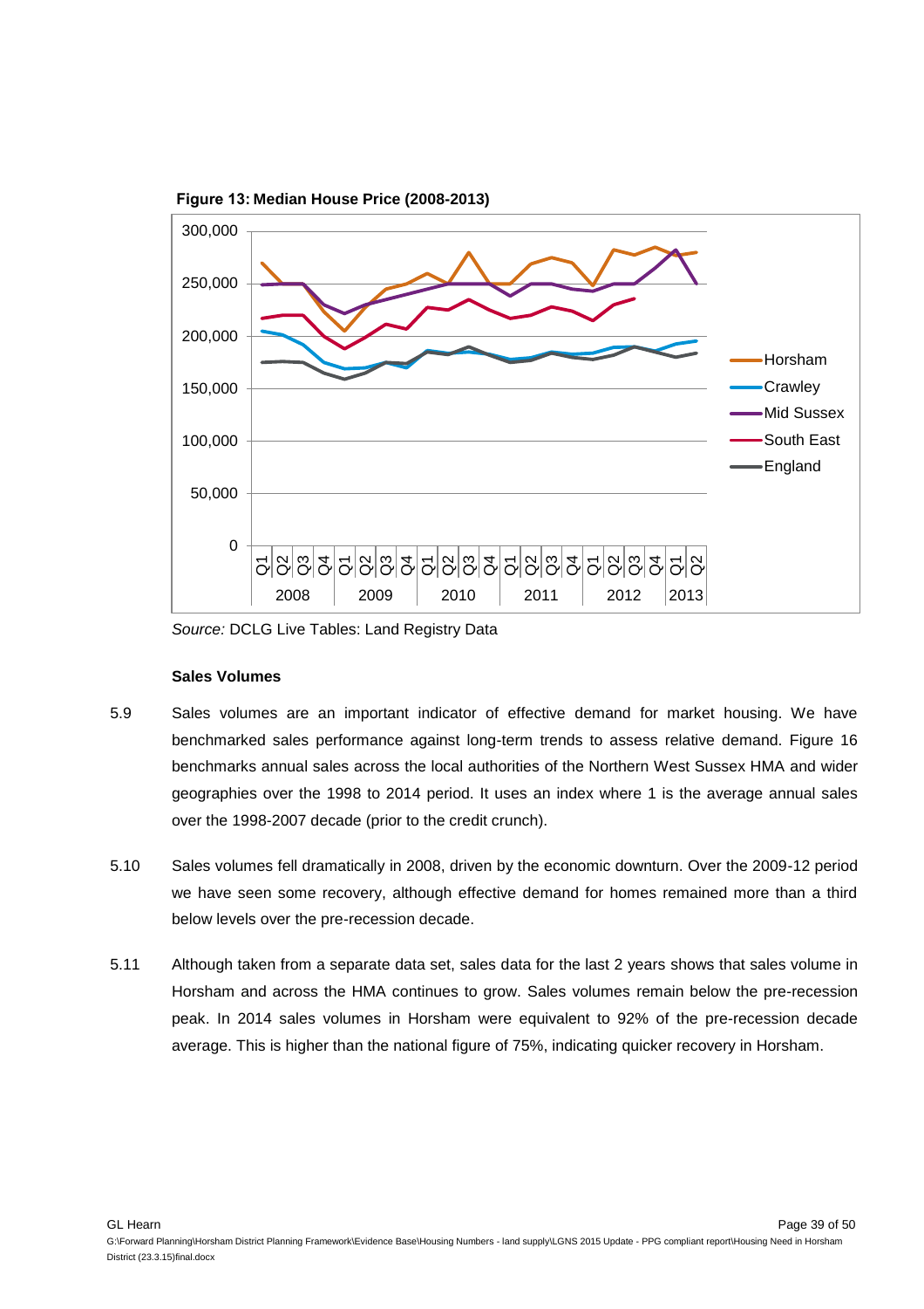**Figure 13: Median House Price (2008-2013)**

*Source:* DCLG Live Tables: Land Registry Data

**Sales Volumes**

5.9 Sales volumes are an important indicator of effective demand for market housing. We have benchmarked sales performance against long-term trends to assess relative demand. Figure 16 benchmarks annual sales across the local authorities of the Northern West Sussex HMA and wider geographies over the 1998 to 2014 period. It uses an index where 1 is the average annual sales over the 1998-2007 decade (prior to the credit crunch).

5.10 Sales volumes fell dramatically in 2008, driven by the economic downturn. Over the 2009-12 period we have seen some recovery, although effective demand for homes remained more than a third below levels over the pre-recession decade.

5.11 Although taken from a separate data set, sales data for the last 2 years shows that sales volume in Horsham and across the HMA continues to grow. Sales volumes remain below the pre-recession peak. In 2014 sales volumes in Horsham were equivalent to 92% of the pre-recession decade average. This is higher than the national figure of 75%, indicating quicker recovery in Horsham.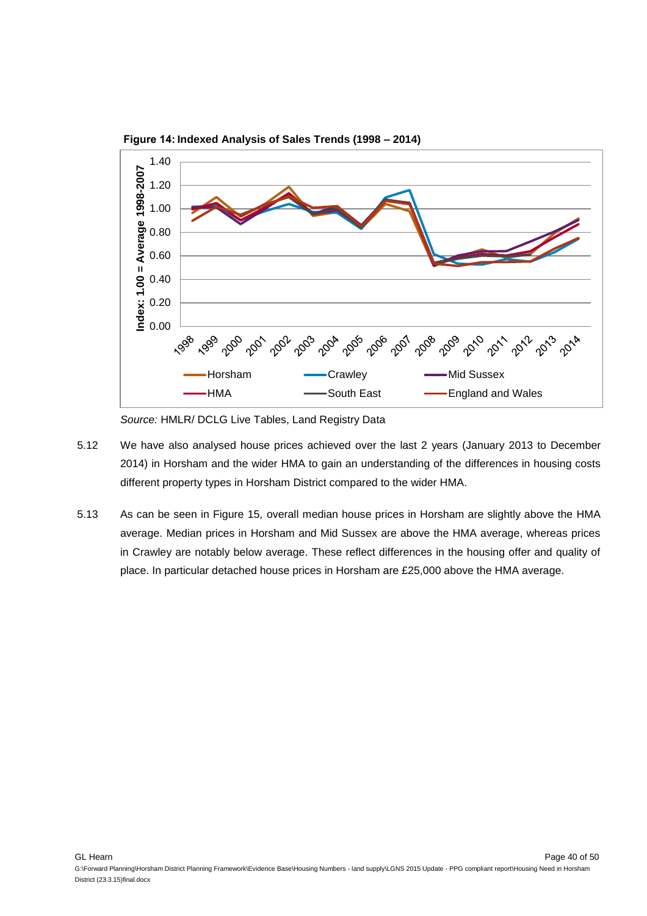**Figure 14: Indexed Analysis of Sales Trends (1998 – 2014)**

*Source:* HMLR/ DCLG Live Tables, Land Registry Data

5.12 We have also analysed house prices achieved over the last 2 years (January 2013 to December 2014) in Horsham and the wider HMA to gain an understanding of the differences in housing costs different property types in Horsham District compared to the wider HMA.

5.13 As can be seen in Figure 15, overall median house prices in Horsham are slightly above the HMA average. Median prices in Horsham and Mid Sussex are above the HMA average, whereas prices in Crawley are notably below average. These reflect differences in the housing offer and quality of place. In particular detached house prices in Horsham are £25,000 above the HMA average.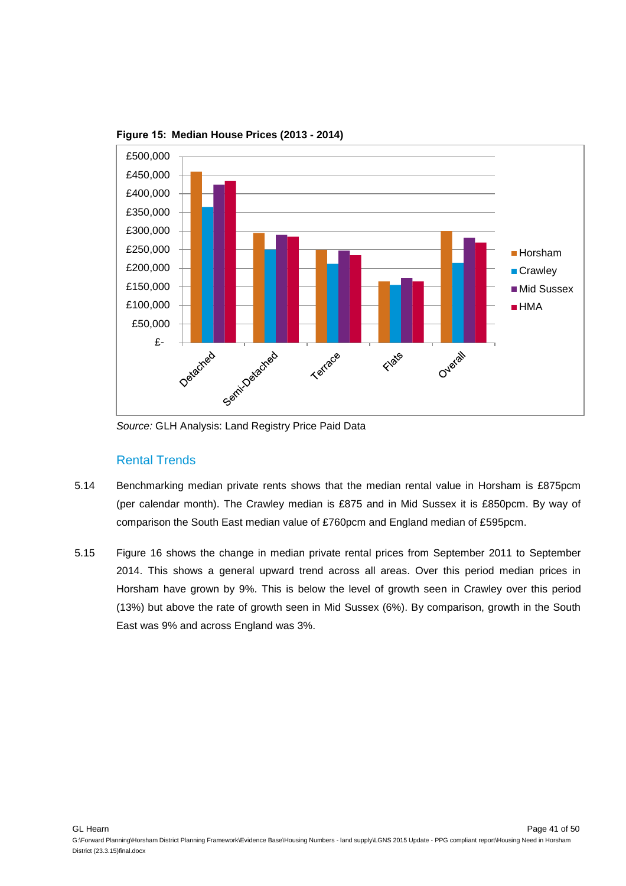**Figure 15: Median House Prices (2013 - 2014)**

*Source:* GLH Analysis: Land Registry Price Paid Data

## Rental Trends

5.14 Benchmarking median private rents shows that the median rental value in Horsham is £875pcm (per calendar month). The Crawley median is £875 and in Mid Sussex it is £850pcm. By way of comparison the South East median value of £760pcm and England median of £595pcm.

5.15 Figure 16 shows the change in median private rental prices from September 2011 to September 2014. This shows a general upward trend across all areas. Over this period median prices in Horsham have grown by 9%. This is below the level of growth seen in Crawley over this period (13%) but above the rate of growth seen in Mid Sussex (6%). By comparison, growth in the South East was 9% and across England was 3%.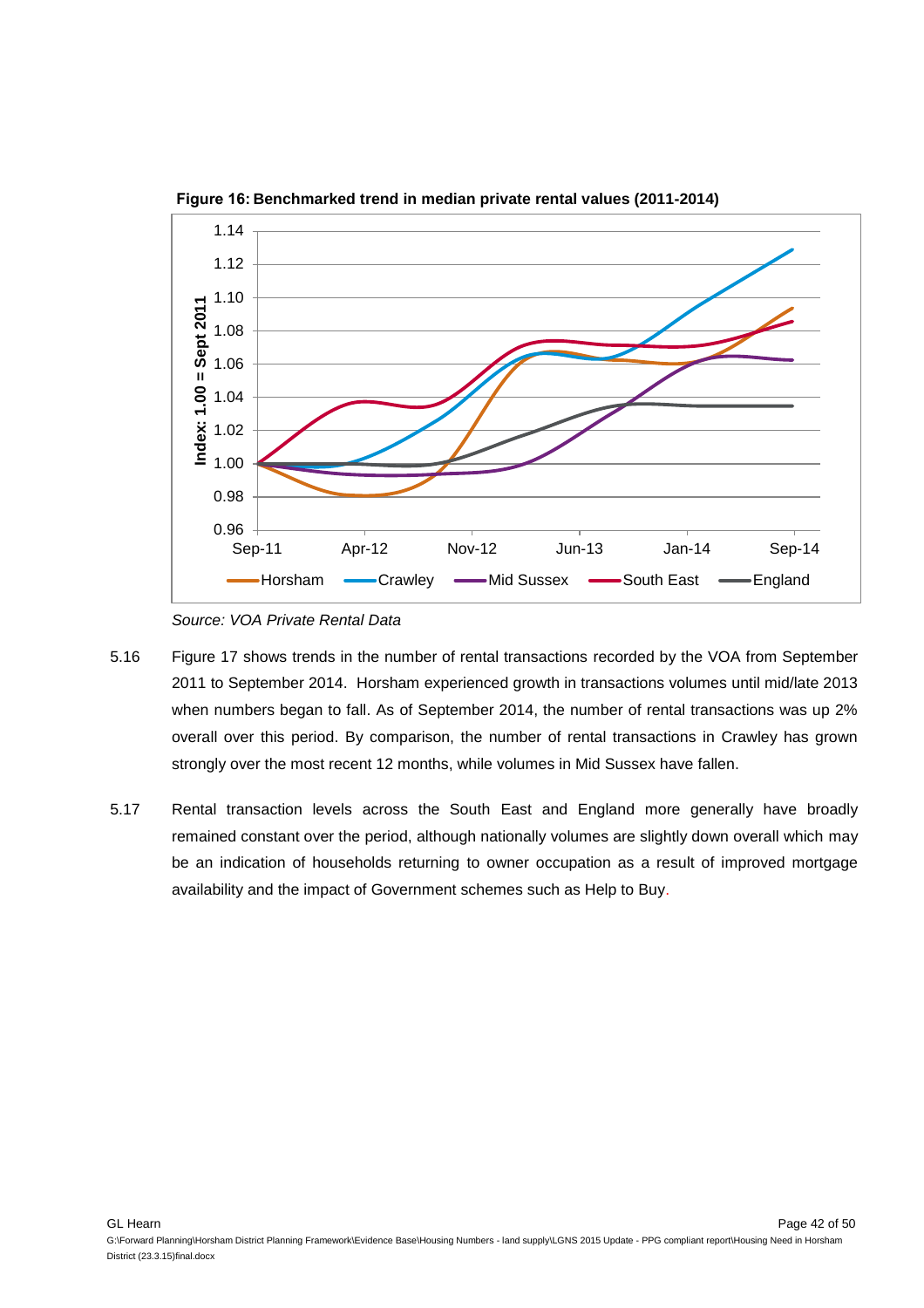**Figure 16: Benchmarked trend in median private rental values (2011-2014)**

*Source: VOA Private Rental Data*

5.16 Figure 17 shows trends in the number of rental transactions recorded by the VOA from September 2011 to September 2014. Horsham experienced growth in transactions volumes until mid/late 2013 when numbers began to fall. As of September 2014, the number of rental transactions was up 2% overall over this period. By comparison, the number of rental transactions in Crawley has grown strongly over the most recent 12 months, while volumes in Mid Sussex have fallen.

5.17 Rental transaction levels across the South East and England more generally have broadly remained constant over the period, although nationally volumes are slightly down overall which may be an indication of households returning to owner occupation as a result of improved mortgage availability and the impact of Government schemes such as Help to Buy.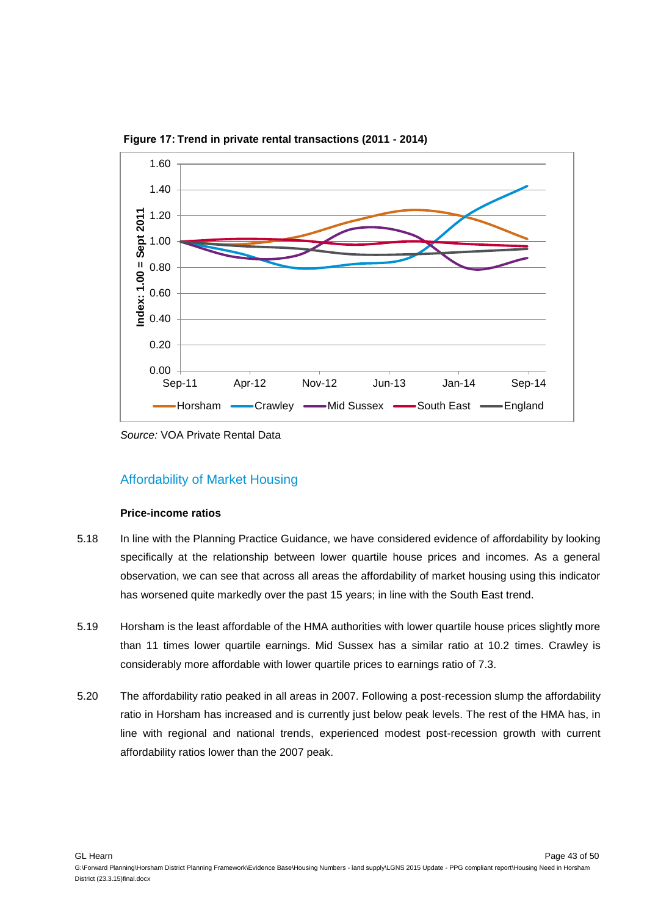**Figure 17: Trend in private rental transactions (2011 - 2014)**

*Source:* VOA Private Rental Data

## Affordability of Market Housing

**Price-income ratios**

5.18 In line with the Planning Practice Guidance, we have considered evidence of affordability by looking specifically at the relationship between lower quartile house prices and incomes. As a general observation, we can see that across all areas the affordability of market housing using this indicator has worsened quite markedly over the past 15 years; in line with the South East trend.

5.19 Horsham is the least affordable of the HMA authorities with lower quartile house prices slightly more than 11 times lower quartile earnings. Mid Sussex has a similar ratio at 10.2 times. Crawley is considerably more affordable with lower quartile prices to earnings ratio of 7.3.

5.20 The affordability ratio peaked in all areas in 2007. Following a post-recession slump the affordability ratio in Horsham has increased and is currently just below peak levels. The rest of the HMA has, in line with regional and national trends, experienced modest post-recession growth with current affordability ratios lower than the 2007 peak.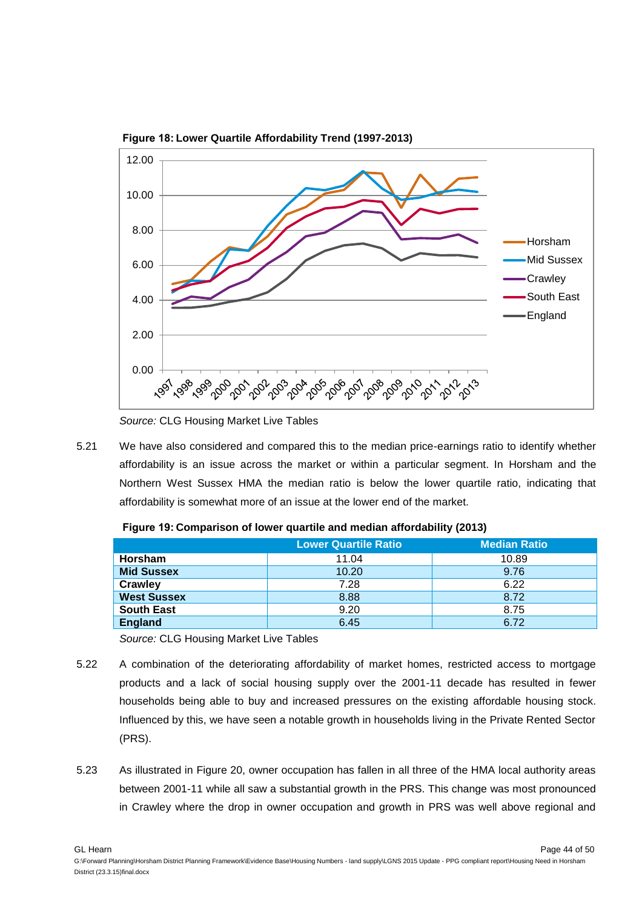**Figure 18: Lower Quartile Affordability Trend (1997-2013)**

*Source:* CLG Housing Market Live Tables

5.21 We have also considered and compared this to the median price-earnings ratio to identify whether affordability is an issue across the market or within a particular segment. In Horsham and the Northern West Sussex HMA the median ratio is below the lower quartile ratio, indicating that affordability is somewhat more of an issue at the lower end of the market.

**Figure 19: Comparison of lower quartile and median affordability (2013)**

| | Lower Quartile Ratio | Median Ratio |
|---|---|---|
| **Horsham** | 11.04 | 10.89 |
| **Mid Sussex** | 10.20 | 9.76 |
| **Crawley** | 7.28 | 6.22 |
| **West Sussex** | 8.88 | 8.72 |
| **South East** | 9.20 | 8.75 |
| **England** | 6.45 | 6.72 |

*Source:* CLG Housing Market Live Tables

5.22 A combination of the deteriorating affordability of market homes, restricted access to mortgage products and a lack of social housing supply over the 2001-11 decade has resulted in fewer households being able to buy and increased pressures on the existing affordable housing stock. Influenced by this, we have seen a notable growth in households living in the Private Rented Sector (PRS).

5.23 As illustrated in Figure 20, owner occupation has fallen in all three of the HMA local authority areas between 2001-11 while all saw a substantial growth in the PRS. This change was most pronounced in Crawley where the drop in owner occupation and growth in PRS was well above regional and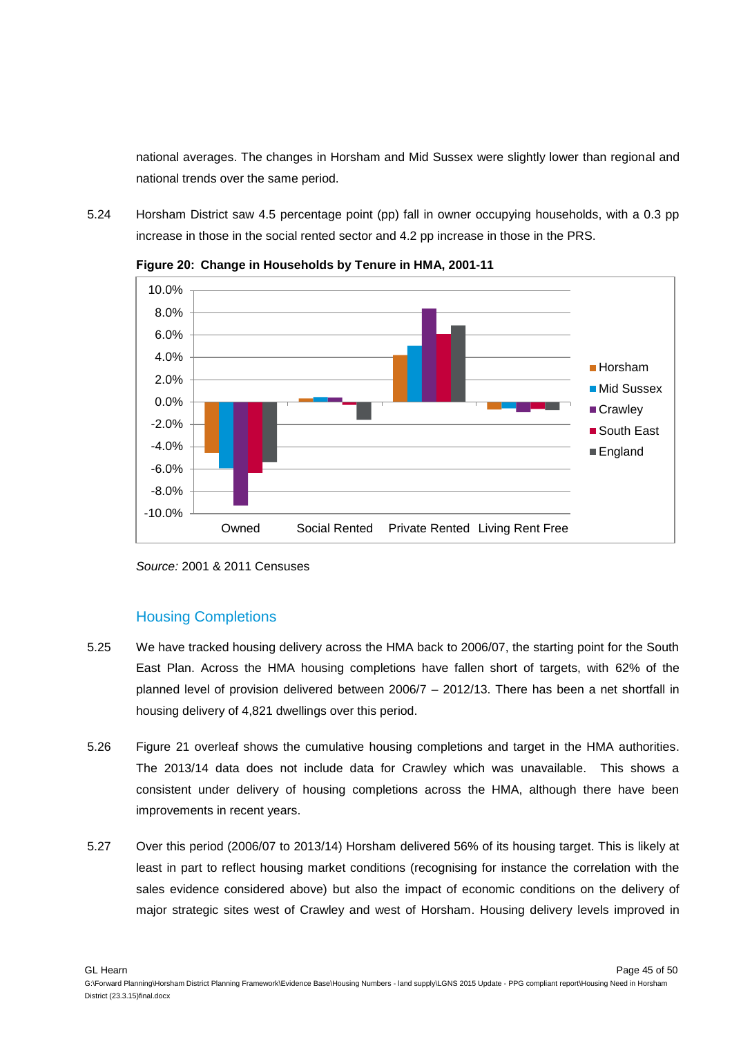national averages. The changes in Horsham and Mid Sussex were slightly lower than regional and national trends over the same period.

5.24 Horsham District saw 4.5 percentage point (pp) fall in owner occupying households, with a 0.3 pp increase in those in the social rented sector and 4.2 pp increase in those in the PRS.

**Figure 20: Change in Households by Tenure in HMA, 2001-11**

*Source:* 2001 & 2011 Censuses

## Housing Completions

5.25 We have tracked housing delivery across the HMA back to 2006/07, the starting point for the South East Plan. Across the HMA housing completions have fallen short of targets, with 62% of the planned level of provision delivered between 2006/7 – 2012/13. There has been a net shortfall in housing delivery of 4,821 dwellings over this period.

5.26 Figure 21 overleaf shows the cumulative housing completions and target in the HMA authorities. The 2013/14 data does not include data for Crawley which was unavailable. This shows a consistent under delivery of housing completions across the HMA, although there have been improvements in recent years.

5.27 Over this period (2006/07 to 2013/14) Horsham delivered 56% of its housing target. This is likely at least in part to reflect housing market conditions (recognising for instance the correlation with the sales evidence considered above) but also the impact of economic conditions on the delivery of major strategic sites west of Crawley and west of Horsham. Housing delivery levels improved in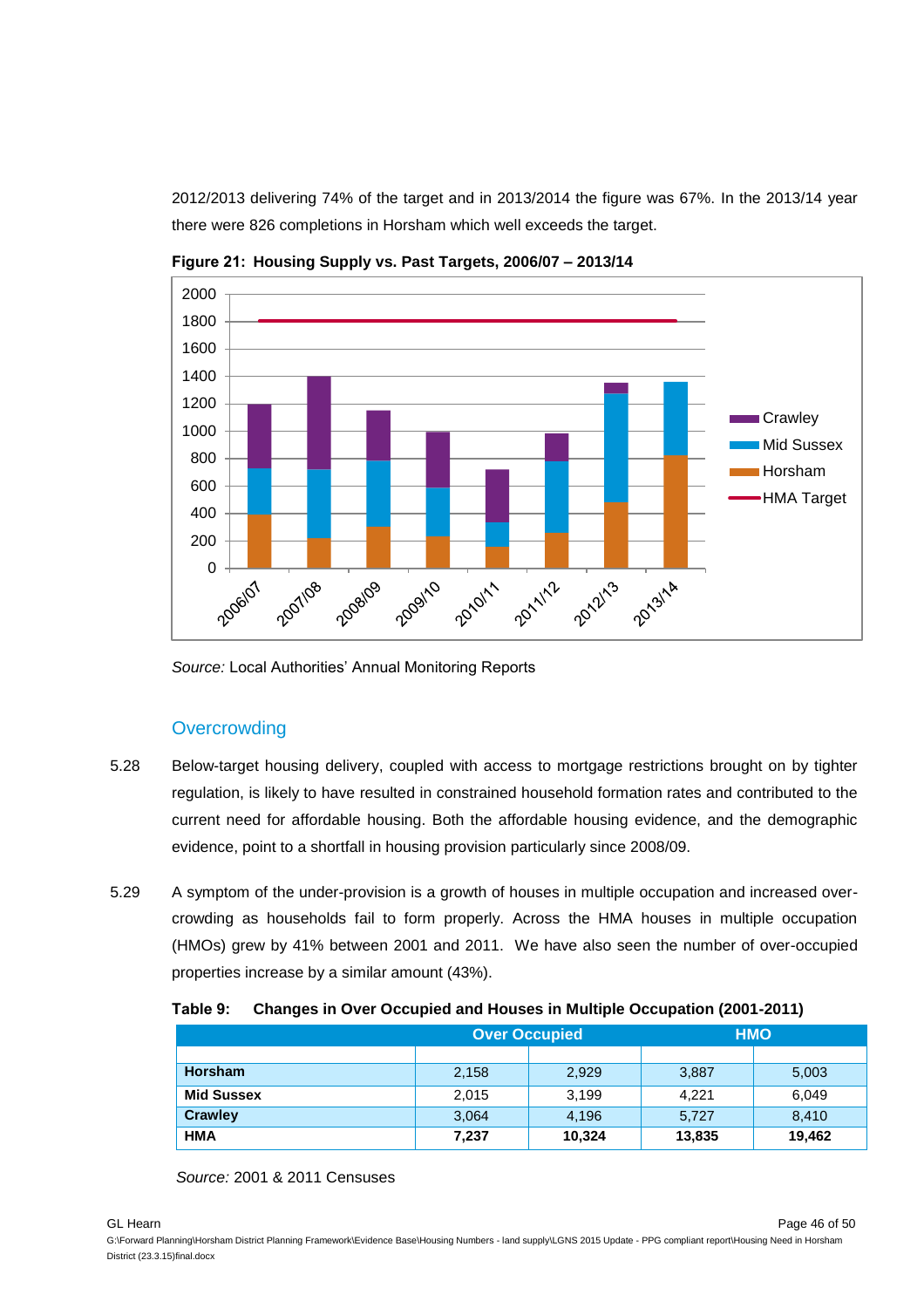2012/2013 delivering 74% of the target and in 2013/2014 the figure was 67%. In the 2013/14 year there were 826 completions in Horsham which well exceeds the target.

**Figure 21: Housing Supply vs. Past Targets, 2006/07 – 2013/14**

*Source:* Local Authorities' Annual Monitoring Reports

## Overcrowding

5.28 Below-target housing delivery, coupled with access to mortgage restrictions brought on by tighter regulation, is likely to have resulted in constrained household formation rates and contributed to the current need for affordable housing. Both the affordable housing evidence, and the demographic evidence, point to a shortfall in housing provision particularly since 2008/09.

5.29 A symptom of the under-provision is a growth of houses in multiple occupation and increased over-crowding as households fail to form properly. Across the HMA houses in multiple occupation (HMOs) grew by 41% between 2001 and 2011. We have also seen the number of over-occupied properties increase by a similar amount (43%).

**Table 9: Changes in Over Occupied and Houses in Multiple Occupation (2001-2011)**

| | Over Occupied | | HMO | |
|---|---|---|---|---|
| | | | | |
| **Horsham** | 2,158 | 2,929 | 3,887 | 5,003 |
| **Mid Sussex** | 2,015 | 3,199 | 4,221 | 6,049 |
| **Crawley** | 3,064 | 4,196 | 5,727 | 8,410 |
| **HMA** | **7,237** | **10,324** | **13,835** | **19,462** |

*Source:* 2001 & 2011 Censuses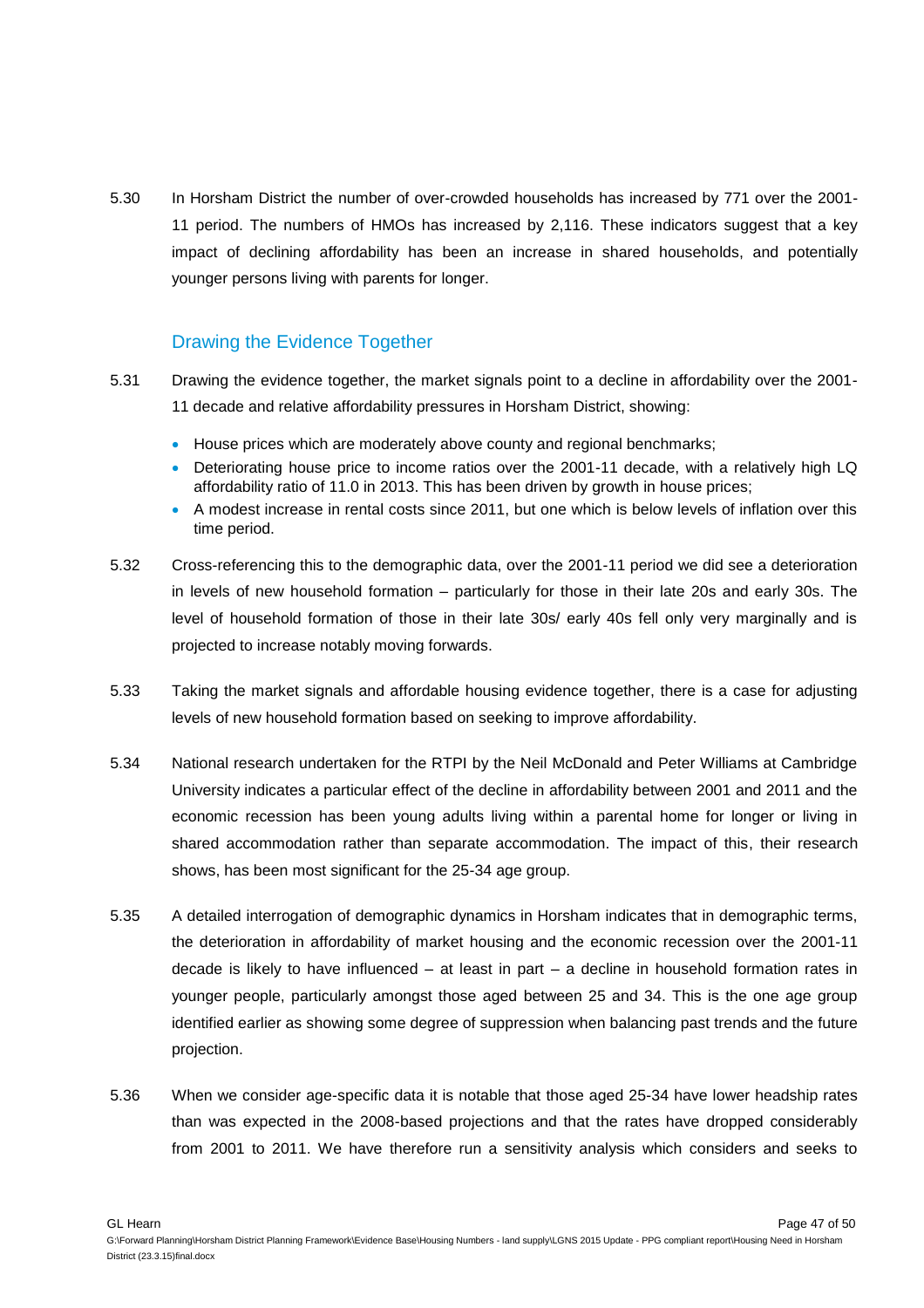5.30 In Horsham District the number of over-crowded households has increased by 771 over the 2001-11 period. The numbers of HMOs has increased by 2,116. These indicators suggest that a key impact of declining affordability has been an increase in shared households, and potentially younger persons living with parents for longer.

## Drawing the Evidence Together

5.31 Drawing the evidence together, the market signals point to a decline in affordability over the 2001-11 decade and relative affordability pressures in Horsham District, showing:

- House prices which are moderately above county and regional benchmarks;
- Deteriorating house price to income ratios over the 2001-11 decade, with a relatively high LQ affordability ratio of 11.0 in 2013. This has been driven by growth in house prices;
- A modest increase in rental costs since 2011, but one which is below levels of inflation over this time period.

5.32 Cross-referencing this to the demographic data, over the 2001-11 period we did see a deterioration in levels of new household formation – particularly for those in their late 20s and early 30s. The level of household formation of those in their late 30s/ early 40s fell only very marginally and is projected to increase notably moving forwards.

5.33 Taking the market signals and affordable housing evidence together, there is a case for adjusting levels of new household formation based on seeking to improve affordability.

5.34 National research undertaken for the RTPI by the Neil McDonald and Peter Williams at Cambridge University indicates a particular effect of the decline in affordability between 2001 and 2011 and the economic recession has been young adults living within a parental home for longer or living in shared accommodation rather than separate accommodation. The impact of this, their research shows, has been most significant for the 25-34 age group.

5.35 A detailed interrogation of demographic dynamics in Horsham indicates that in demographic terms, the deterioration in affordability of market housing and the economic recession over the 2001-11 decade is likely to have influenced – at least in part – a decline in household formation rates in younger people, particularly amongst those aged between 25 and 34. This is the one age group identified earlier as showing some degree of suppression when balancing past trends and the future projection.

5.36 When we consider age-specific data it is notable that those aged 25-34 have lower headship rates than was expected in the 2008-based projections and that the rates have dropped considerably from 2001 to 2011. We have therefore run a sensitivity analysis which considers and seeks to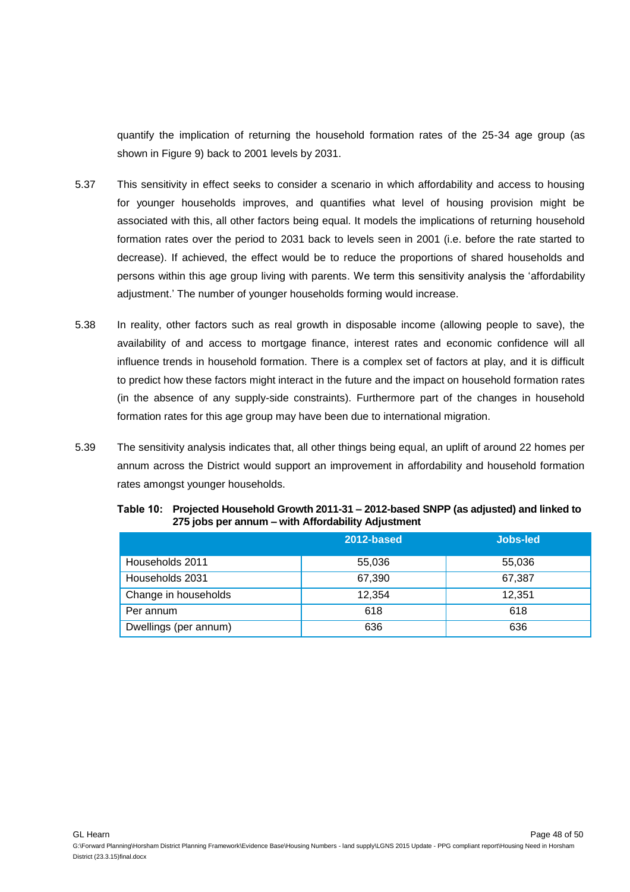quantify the implication of returning the household formation rates of the 25-34 age group (as shown in Figure 9) back to 2001 levels by 2031.

5.37 This sensitivity in effect seeks to consider a scenario in which affordability and access to housing for younger households improves, and quantifies what level of housing provision might be associated with this, all other factors being equal. It models the implications of returning household formation rates over the period to 2031 back to levels seen in 2001 (i.e. before the rate started to decrease). If achieved, the effect would be to reduce the proportions of shared households and persons within this age group living with parents. We term this sensitivity analysis the 'affordability adjustment.' The number of younger households forming would increase.

5.38 In reality, other factors such as real growth in disposable income (allowing people to save), the availability of and access to mortgage finance, interest rates and economic confidence will all influence trends in household formation. There is a complex set of factors at play, and it is difficult to predict how these factors might interact in the future and the impact on household formation rates (in the absence of any supply-side constraints). Furthermore part of the changes in household formation rates for this age group may have been due to international migration.

5.39 The sensitivity analysis indicates that, all other things being equal, an uplift of around 22 homes per annum across the District would support an improvement in affordability and household formation rates amongst younger households.

**Table 10: Projected Household Growth 2011-31 – 2012-based SNPP (as adjusted) and linked to 275 jobs per annum – with Affordability Adjustment**

| | 2012-based | Jobs-led |
|---|---|---|
| Households 2011 | 55,036 | 55,036 |
| Households 2031 | 67,390 | 67,387 |
| Change in households | 12,354 | 12,351 |
| Per annum | 618 | 618 |
| Dwellings (per annum) | 636 | 636 |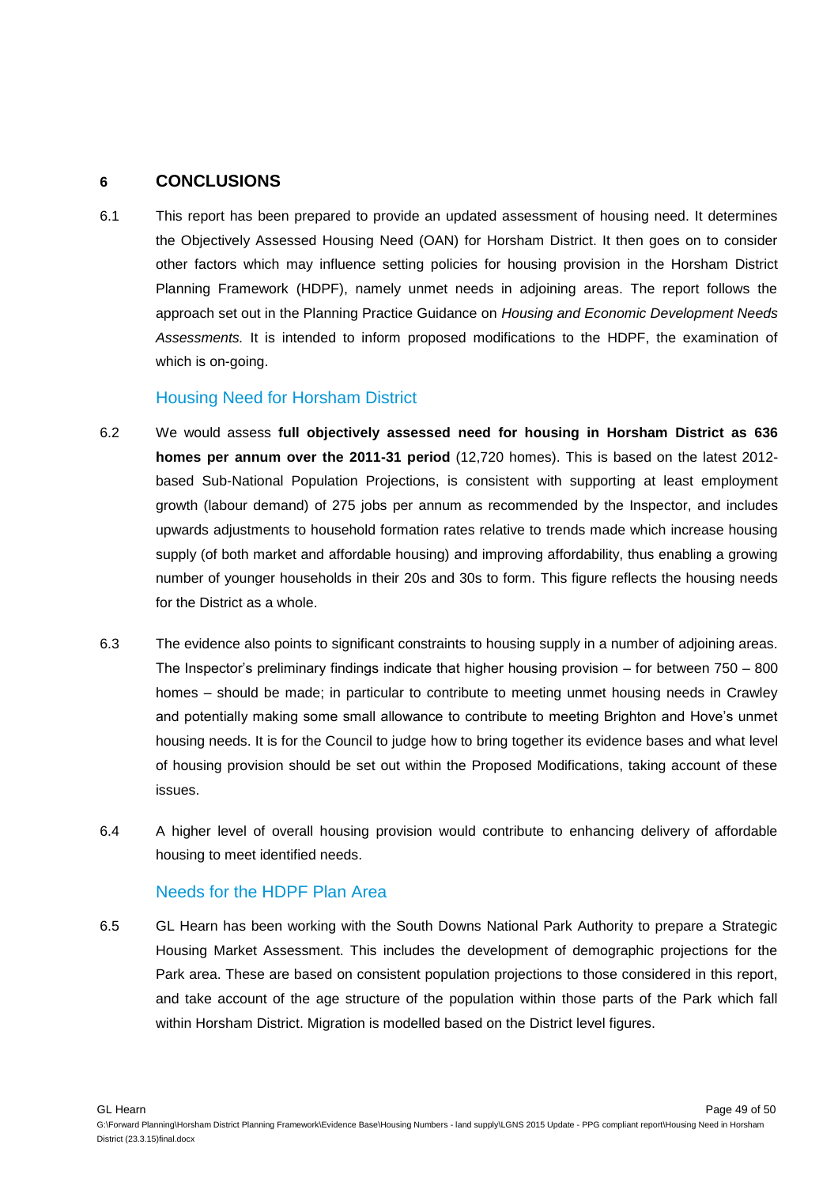# 6 CONCLUSIONS

6.1 This report has been prepared to provide an updated assessment of housing need. It determines the Objectively Assessed Housing Need (OAN) for Horsham District. It then goes on to consider other factors which may influence setting policies for housing provision in the Horsham District Planning Framework (HDPF), namely unmet needs in adjoining areas. The report follows the approach set out in the Planning Practice Guidance on *Housing and Economic Development Needs Assessments.* It is intended to inform proposed modifications to the HDPF, the examination of which is on-going.

## Housing Need for Horsham District

6.2 We would assess **full objectively assessed need for housing in Horsham District as 636 homes per annum over the 2011-31 period** (12,720 homes). This is based on the latest 2012-based Sub-National Population Projections, is consistent with supporting at least employment growth (labour demand) of 275 jobs per annum as recommended by the Inspector, and includes upwards adjustments to household formation rates relative to trends made which increase housing supply (of both market and affordable housing) and improving affordability, thus enabling a growing number of younger households in their 20s and 30s to form. This figure reflects the housing needs for the District as a whole.

6.3 The evidence also points to significant constraints to housing supply in a number of adjoining areas. The Inspector's preliminary findings indicate that higher housing provision – for between 750 – 800 homes – should be made; in particular to contribute to meeting unmet housing needs in Crawley and potentially making some small allowance to contribute to meeting Brighton and Hove's unmet housing needs. It is for the Council to judge how to bring together its evidence bases and what level of housing provision should be set out within the Proposed Modifications, taking account of these issues.

6.4 A higher level of overall housing provision would contribute to enhancing delivery of affordable housing to meet identified needs.

## Needs for the HDPF Plan Area

6.5 GL Hearn has been working with the South Downs National Park Authority to prepare a Strategic Housing Market Assessment. This includes the development of demographic projections for the Park area. These are based on consistent population projections to those considered in this report, and take account of the age structure of the population within those parts of the Park which fall within Horsham District. Migration is modelled based on the District level figures.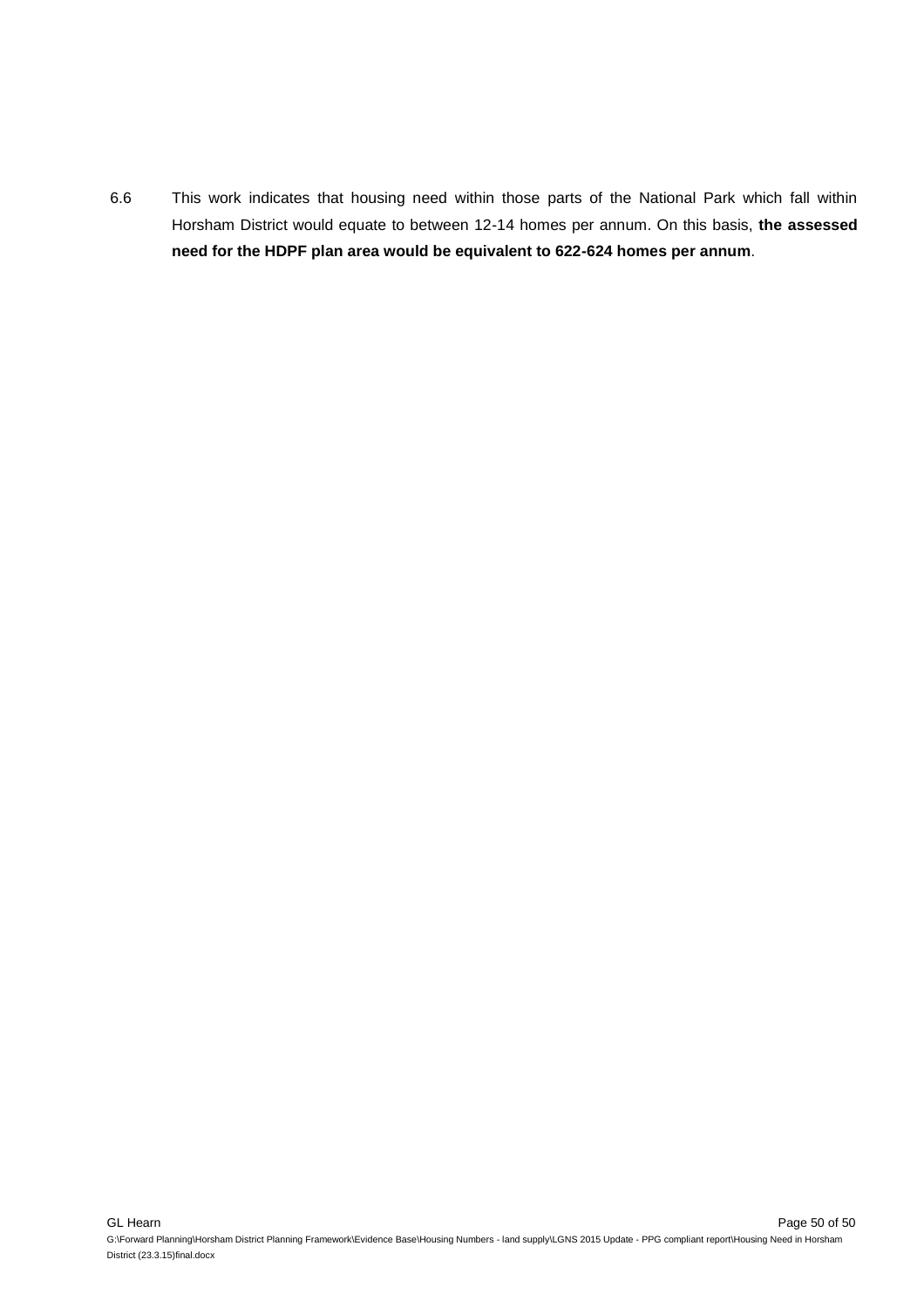6.6 This work indicates that housing need within those parts of the National Park which fall within Horsham District would equate to between 12-14 homes per annum. On this basis, **the assessed need for the HDPF plan area would be equivalent to 622-624 homes per annum**.